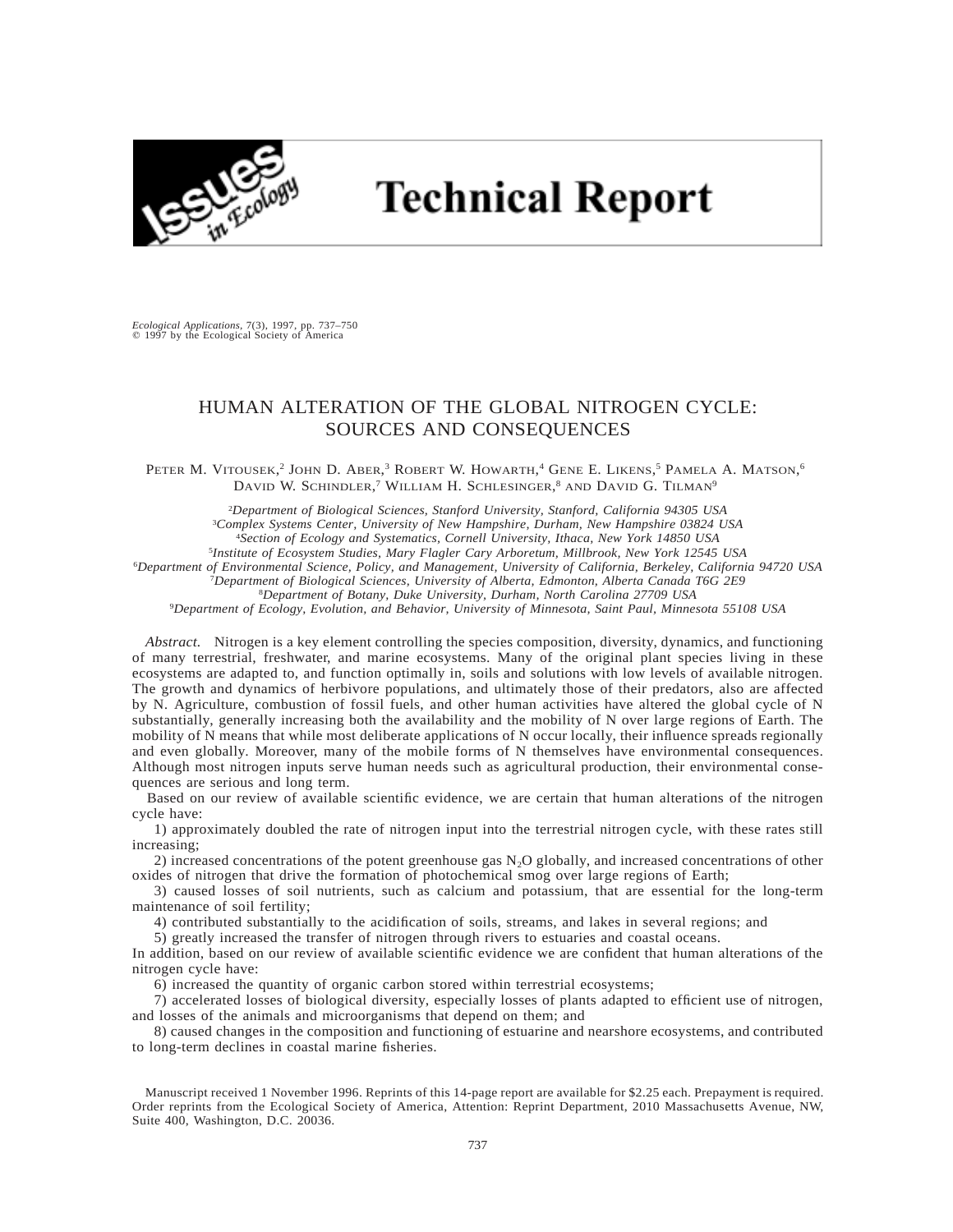# Technical Report

*Ecological Applications*, 7(3), 1997, pp. 737–750
© 1997 by the Ecological Society of America

## HUMAN ALTERATION OF THE GLOBAL NITROGEN CYCLE: SOURCES AND CONSEQUENCES

Peter M. Vitousek,[2] John D. Aber,[3] Robert W. Howarth,[4] Gene E. Likens,[5] Pamela A. Matson,[6] David W. Schindler,[7] William H. Schlesinger,[8] and David G. Tilman[9]

[2]*Department of Biological Sciences, Stanford University, Stanford, California 94305 USA*
[3]*Complex Systems Center, University of New Hampshire, Durham, New Hampshire 03824 USA*
[4]*Section of Ecology and Systematics, Cornell University, Ithaca, New York 14850 USA*
[5]*Institute of Ecosystem Studies, Mary Flagler Cary Arboretum, Millbrook, New York 12545 USA*
[6]*Department of Environmental Science, Policy, and Management, University of California, Berkeley, California 94720 USA*
[7]*Department of Biological Sciences, University of Alberta, Edmonton, Alberta Canada T6G 2E9*
[8]*Department of Botany, Duke University, Durham, North Carolina 27709 USA*
[9]*Department of Ecology, Evolution, and Behavior, University of Minnesota, Saint Paul, Minnesota 55108 USA*

*Abstract.* Nitrogen is a key element controlling the species composition, diversity, dynamics, and functioning of many terrestrial, freshwater, and marine ecosystems. Many of the original plant species living in these ecosystems are adapted to, and function optimally in, soils and solutions with low levels of available nitrogen. The growth and dynamics of herbivore populations, and ultimately those of their predators, also are affected by N. Agriculture, combustion of fossil fuels, and other human activities have altered the global cycle of N substantially, generally increasing both the availability and the mobility of N over large regions of Earth. The mobility of N means that while most deliberate applications of N occur locally, their influence spreads regionally and even globally. Moreover, many of the mobile forms of N themselves have environmental consequences. Although most nitrogen inputs serve human needs such as agricultural production, their environmental consequences are serious and long term.

Based on our review of available scientific evidence, we are certain that human alterations of the nitrogen cycle have:

1) approximately doubled the rate of nitrogen input into the terrestrial nitrogen cycle, with these rates still increasing;

2) increased concentrations of the potent greenhouse gas $N_2O$ globally, and increased concentrations of other oxides of nitrogen that drive the formation of photochemical smog over large regions of Earth;

3) caused losses of soil nutrients, such as calcium and potassium, that are essential for the long-term maintenance of soil fertility;

4) contributed substantially to the acidification of soils, streams, and lakes in several regions; and

5) greatly increased the transfer of nitrogen through rivers to estuaries and coastal oceans.

In addition, based on our review of available scientific evidence we are confident that human alterations of the nitrogen cycle have:

6) increased the quantity of organic carbon stored within terrestrial ecosystems;

7) accelerated losses of biological diversity, especially losses of plants adapted to efficient use of nitrogen, and losses of the animals and microorganisms that depend on them; and

8) caused changes in the composition and functioning of estuarine and nearshore ecosystems, and contributed to long-term declines in coastal marine fisheries.

Manuscript received 1 November 1996. Reprints of this 14-page report are available for $2.25 each. Prepayment is required. Order reprints from the Ecological Society of America, Attention: Reprint Department, 2010 Massachusetts Avenue, NW, Suite 400, Washington, D.C. 20036.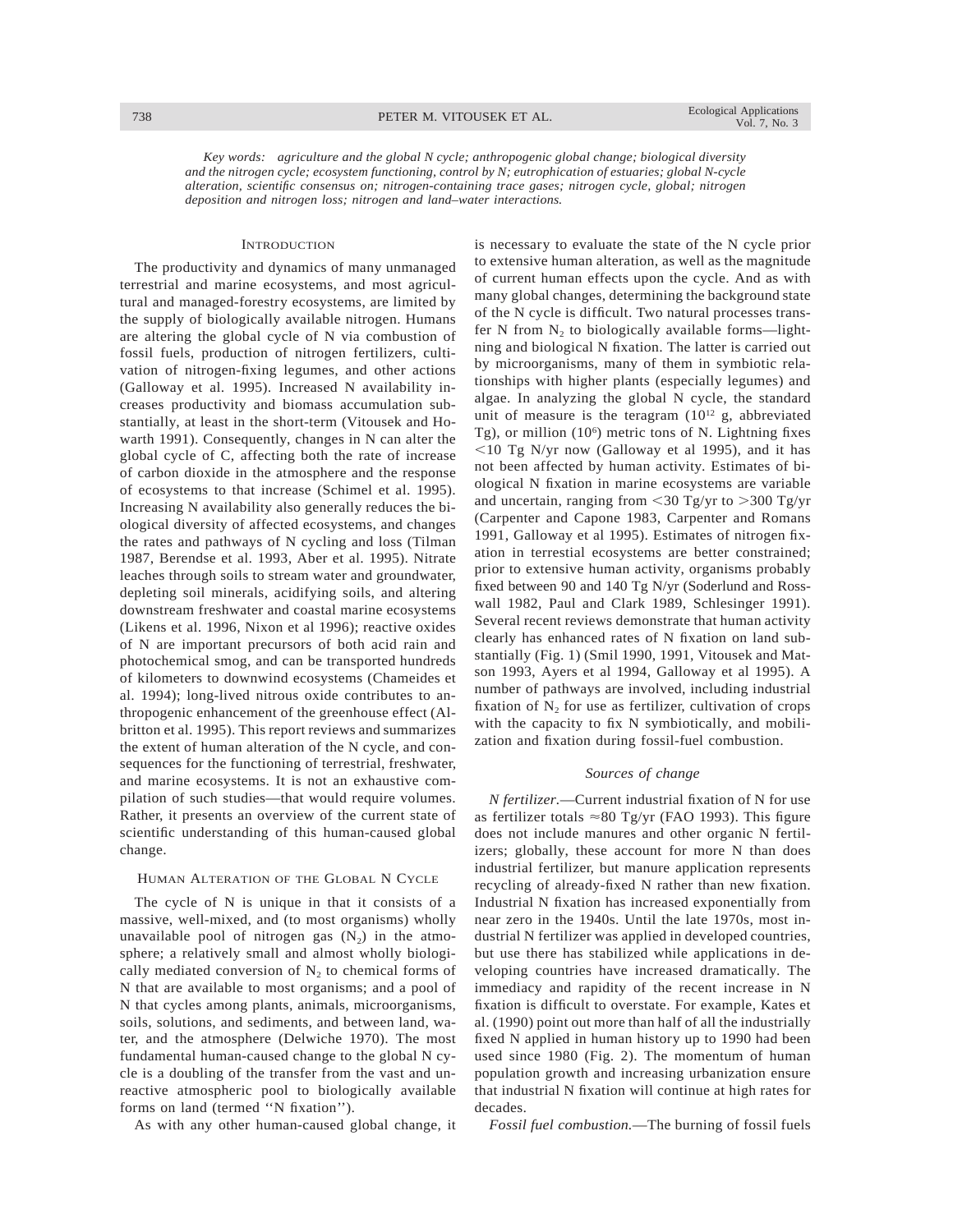*Key words: agriculture and the global N cycle; anthropogenic global change; biological diversity and the nitrogen cycle; ecosystem functioning, control by N; eutrophication of estuaries; global N-cycle alteration, scientific consensus on; nitrogen-containing trace gases; nitrogen cycle, global; nitrogen deposition and nitrogen loss; nitrogen and land–water interactions.*

## Introduction

The productivity and dynamics of many unmanaged terrestrial and marine ecosystems, and most agricultural and managed-forestry ecosystems, are limited by the supply of biologically available nitrogen. Humans are altering the global cycle of N via combustion of fossil fuels, production of nitrogen fertilizers, cultivation of nitrogen-fixing legumes, and other actions (Galloway et al. 1995). Increased N availability increases productivity and biomass accumulation substantially, at least in the short-term (Vitousek and Howarth 1991). Consequently, changes in N can alter the global cycle of C, affecting both the rate of increase of carbon dioxide in the atmosphere and the response of ecosystems to that increase (Schimel et al. 1995). Increasing N availability also generally reduces the biological diversity of affected ecosystems, and changes the rates and pathways of N cycling and loss (Tilman 1987, Berendse et al. 1993, Aber et al. 1995). Nitrate leaches through soils to stream water and groundwater, depleting soil minerals, acidifying soils, and altering downstream freshwater and coastal marine ecosystems (Likens et al. 1996, Nixon et al 1996); reactive oxides of N are important precursors of both acid rain and photochemical smog, and can be transported hundreds of kilometers to downwind ecosystems (Chameides et al. 1994); long-lived nitrous oxide contributes to anthropogenic enhancement of the greenhouse effect (Albritton et al. 1995). This report reviews and summarizes the extent of human alteration of the N cycle, and consequences for the functioning of terrestrial, freshwater, and marine ecosystems. It is not an exhaustive compilation of such studies—that would require volumes. Rather, it presents an overview of the current state of scientific understanding of this human-caused global change.

## Human Alteration of the Global N Cycle

The cycle of N is unique in that it consists of a massive, well-mixed, and (to most organisms) wholly unavailable pool of nitrogen gas ($N_2$) in the atmosphere; a relatively small and almost wholly biologically mediated conversion of $N_2$ to chemical forms of N that are available to most organisms; and a pool of N that cycles among plants, animals, microorganisms, soils, solutions, and sediments, and between land, water, and the atmosphere (Delwiche 1970). The most fundamental human-caused change to the global N cycle is a doubling of the transfer from the vast and unreactive atmospheric pool to biologically available forms on land (termed ''N fixation'').

As with any other human-caused global change, it is necessary to evaluate the state of the N cycle prior to extensive human alteration, as well as the magnitude of current human effects upon the cycle. And as with many global changes, determining the background state of the N cycle is difficult. Two natural processes transfer N from $N_2$ to biologically available forms—lightning and biological N fixation. The latter is carried out by microorganisms, many of them in symbiotic relationships with higher plants (especially legumes) and algae. In analyzing the global N cycle, the standard unit of measure is the teragram ($10^{12}$ g, abbreviated Tg), or million ($10^6$) metric tons of N. Lightning fixes $<$10 Tg N/yr now (Galloway et al 1995), and it has not been affected by human activity. Estimates of biological N fixation in marine ecosystems are variable and uncertain, ranging from $<$30 Tg/yr to $>$300 Tg/yr (Carpenter and Capone 1983, Carpenter and Romans 1991, Galloway et al 1995). Estimates of nitrogen fixation in terrestrial ecosystems are better constrained; prior to extensive human activity, organisms probably fixed between 90 and 140 Tg N/yr (Soderlund and Rosswall 1982, Paul and Clark 1989, Schlesinger 1991). Several recent reviews demonstrate that human activity clearly has enhanced rates of N fixation on land substantially (Fig. 1) (Smil 1990, 1991, Vitousek and Matson 1993, Ayers et al 1994, Galloway et al 1995). A number of pathways are involved, including industrial fixation of $N_2$ for use as fertilizer, cultivation of crops with the capacity to fix N symbiotically, and mobilization and fixation during fossil-fuel combustion.

### *Sources of change*

*N fertilizer.*—Current industrial fixation of N for use as fertilizer totals ≈80 Tg/yr (FAO 1993). This figure does not include manures and other organic N fertilizers; globally, these account for more N than does industrial fertilizer, but manure application represents recycling of already-fixed N rather than new fixation. Industrial N fixation has increased exponentially from near zero in the 1940s. Until the late 1970s, most industrial N fertilizer was applied in developed countries, but use there has stabilized while applications in developing countries have increased dramatically. The immediacy and rapidity of the recent increase in N fixation is difficult to overstate. For example, Kates et al. (1990) point out more than half of all the industrially fixed N applied in human history up to 1990 had been used since 1980 (Fig. 2). The momentum of human population growth and increasing urbanization ensure that industrial N fixation will continue at high rates for decades.

*Fossil fuel combustion.*—The burning of fossil fuels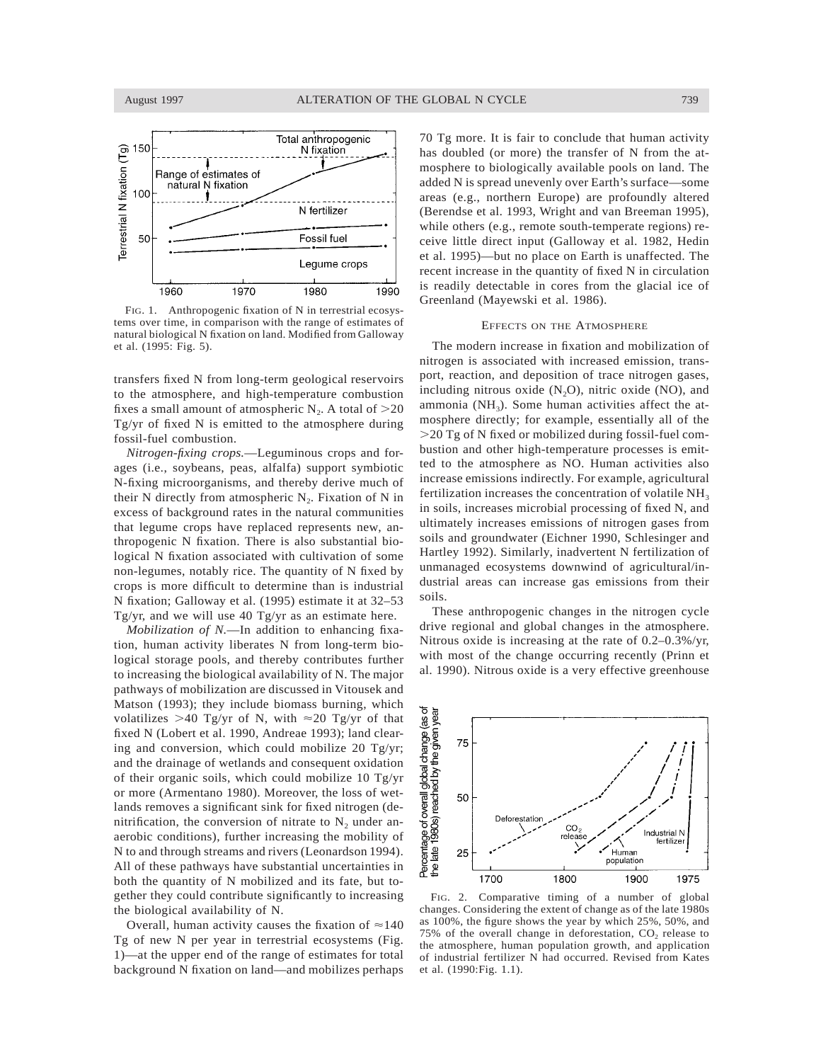FIG. 1. Anthropogenic fixation of N in terrestrial ecosystems over time, in comparison with the range of estimates of natural biological N fixation on land. Modified from Galloway et al. (1995: Fig. 5).

transfers fixed N from long-term geological reservoirs to the atmosphere, and high-temperature combustion fixes a small amount of atmospheric $N_2$. A total of >20 Tg/yr of fixed N is emitted to the atmosphere during fossil-fuel combustion.

*Nitrogen-fixing crops.*—Leguminous crops and forages (i.e., soybeans, peas, alfalfa) support symbiotic N-fixing microorganisms, and thereby derive much of their N directly from atmospheric $N_2$. Fixation of N in excess of background rates in the natural communities that legume crops have replaced represents new, anthropogenic N fixation. There is also substantial biological N fixation associated with cultivation of some non-legumes, notably rice. The quantity of N fixed by crops is more difficult to determine than is industrial N fixation; Galloway et al. (1995) estimate it at 32–53 Tg/yr, and we will use 40 Tg/yr as an estimate here.

*Mobilization of N.*—In addition to enhancing fixation, human activity liberates N from long-term biological storage pools, and thereby contributes further to increasing the biological availability of N. The major pathways of mobilization are discussed in Vitousek and Matson (1993); they include biomass burning, which volatilizes >40 Tg/yr of N, with ≈20 Tg/yr of that fixed N (Lobert et al. 1990, Andreae 1993); land clearing and conversion, which could mobilize 20 Tg/yr; and the drainage of wetlands and consequent oxidation of their organic soils, which could mobilize 10 Tg/yr or more (Armentano 1980). Moreover, the loss of wetlands removes a significant sink for fixed nitrogen (denitrification, the conversion of nitrate to $N_2$ under anaerobic conditions), further increasing the mobility of N to and through streams and rivers (Leonardson 1994). All of these pathways have substantial uncertainties in both the quantity of N mobilized and its fate, but together they could contribute significantly to increasing the biological availability of N.

Overall, human activity causes the fixation of ≈140 Tg of new N per year in terrestrial ecosystems (Fig. 1)—at the upper end of the range of estimates for total background N fixation on land—and mobilizes perhaps 70 Tg more. It is fair to conclude that human activity has doubled (or more) the transfer of N from the atmosphere to biologically available pools on land. The added N is spread unevenly over Earth's surface—some areas (e.g., northern Europe) are profoundly altered (Berendse et al. 1993, Wright and van Breeman 1995), while others (e.g., remote south-temperate regions) receive little direct input (Galloway et al. 1982, Hedin et al. 1995)—but no place on Earth is unaffected. The recent increase in the quantity of fixed N in circulation is readily detectable in cores from the glacial ice of Greenland (Mayewski et al. 1986).

## EFFECTS ON THE ATMOSPHERE

The modern increase in fixation and mobilization of nitrogen is associated with increased emission, transport, reaction, and deposition of trace nitrogen gases, including nitrous oxide ($N_2O$), nitric oxide (NO), and ammonia ($NH_3$). Some human activities affect the atmosphere directly; for example, essentially all of the >20 Tg of N fixed or mobilized during fossil-fuel combustion and other high-temperature processes is emitted to the atmosphere as NO. Human activities also increase emissions indirectly. For example, agricultural fertilization increases the concentration of volatile $NH_3$ in soils, increases microbial processing of fixed N, and ultimately increases emissions of nitrogen gases from soils and groundwater (Eichner 1990, Schlesinger and Hartley 1992). Similarly, inadvertent N fertilization of unmanaged ecosystems downwind of agricultural/industrial areas can increase gas emissions from their soils.

These anthropogenic changes in the nitrogen cycle drive regional and global changes in the atmosphere. Nitrous oxide is increasing at the rate of 0.2–0.3%/yr, with most of the change occurring recently (Prinn et al. 1990). Nitrous oxide is a very effective greenhouse

FIG. 2. Comparative timing of a number of global changes. Considering the extent of change as of the late 1980s as 100%, the figure shows the year by which 25%, 50%, and 75% of the overall change in deforestation, $CO_2$ release to the atmosphere, human population growth, and application of industrial fertilizer N had occurred. Revised from Kates et al. (1990:Fig. 1.1).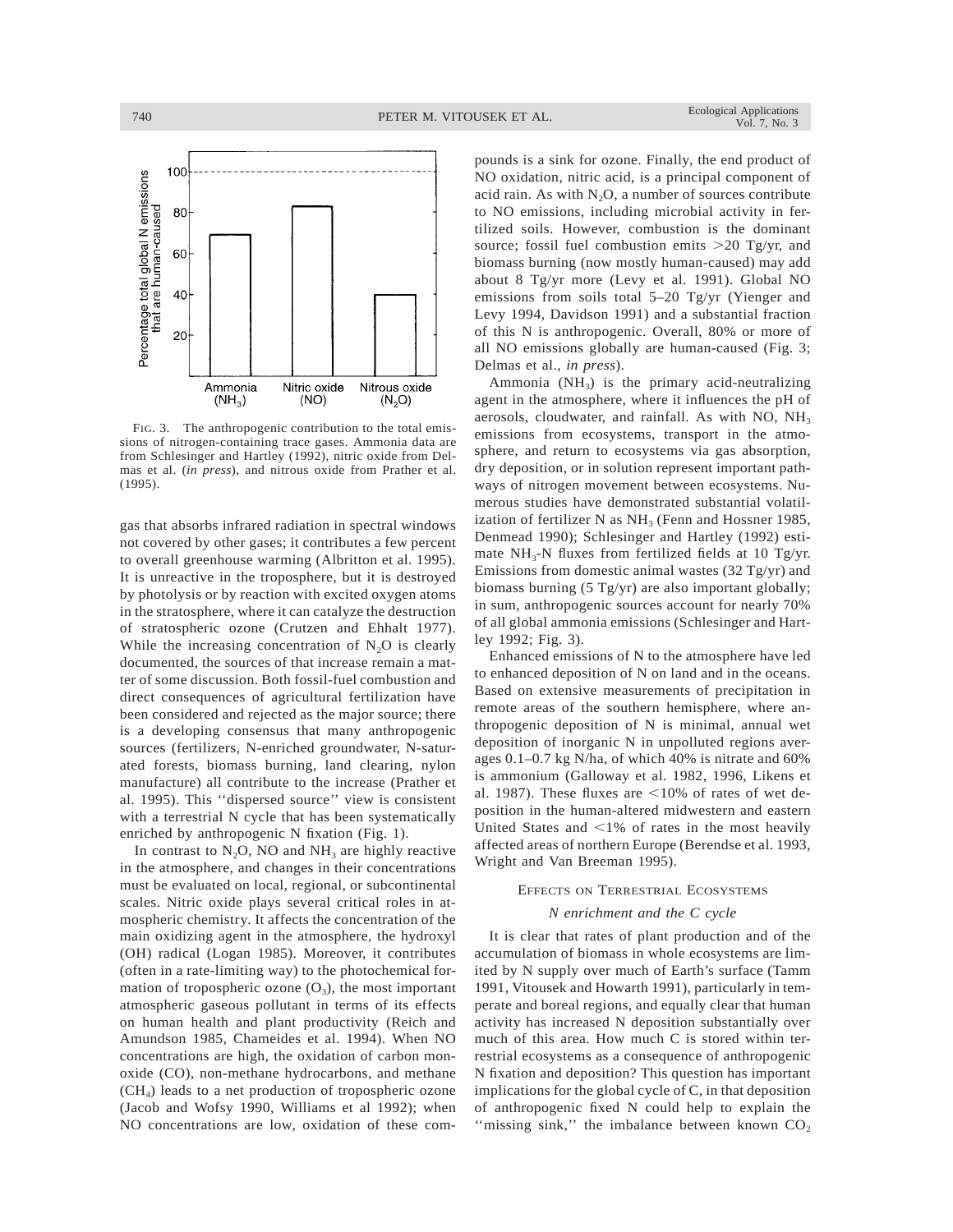FIG. 3. The anthropogenic contribution to the total emissions of nitrogen-containing trace gases. Ammonia data are from Schlesinger and Hartley (1992), nitric oxide from Delmas et al. (*in press*), and nitrous oxide from Prather et al. (1995).

gas that absorbs infrared radiation in spectral windows not covered by other gases; it contributes a few percent to overall greenhouse warming (Albritton et al. 1995). It is unreactive in the troposphere, but it is destroyed by photolysis or by reaction with excited oxygen atoms in the stratosphere, where it can catalyze the destruction of stratospheric ozone (Crutzen and Ehhalt 1977). While the increasing concentration of $N_2O$ is clearly documented, the sources of that increase remain a matter of some discussion. Both fossil-fuel combustion and direct consequences of agricultural fertilization have been considered and rejected as the major source; there is a developing consensus that many anthropogenic sources (fertilizers, N-enriched groundwater, N-saturated forests, biomass burning, land clearing, nylon manufacture) all contribute to the increase (Prather et al. 1995). This ''dispersed source'' view is consistent with a terrestrial N cycle that has been systematically enriched by anthropogenic N fixation (Fig. 1).

In contrast to $N_2O$, NO and $NH_3$ are highly reactive in the atmosphere, and changes in their concentrations must be evaluated on local, regional, or subcontinental scales. Nitric oxide plays several critical roles in atmospheric chemistry. It affects the concentration of the main oxidizing agent in the atmosphere, the hydroxyl (OH) radical (Logan 1985). Moreover, it contributes (often in a rate-limiting way) to the photochemical formation of tropospheric ozone ($O_3$), the most important atmospheric gaseous pollutant in terms of its effects on human health and plant productivity (Reich and Amundson 1985, Chameides et al. 1994). When NO concentrations are high, the oxidation of carbon monoxide (CO), non-methane hydrocarbons, and methane ($CH_4$) leads to a net production of tropospheric ozone (Jacob and Wofsy 1990, Williams et al 1992); when NO concentrations are low, oxidation of these compounds is a sink for ozone. Finally, the end product of NO oxidation, nitric acid, is a principal component of acid rain. As with $N_2O$, a number of sources contribute to NO emissions, including microbial activity in fertilized soils. However, combustion is the dominant source; fossil fuel combustion emits >20 Tg/yr, and biomass burning (now mostly human-caused) may add about 8 Tg/yr more (Levy et al. 1991). Global NO emissions from soils total 5–20 Tg/yr (Yienger and Levy 1994, Davidson 1991) and a substantial fraction of this N is anthropogenic. Overall, 80% or more of all NO emissions globally are human-caused (Fig. 3; Delmas et al., *in press*).

Ammonia ($NH_3$) is the primary acid-neutralizing agent in the atmosphere, where it influences the pH of aerosols, cloudwater, and rainfall. As with NO, $NH_3$ emissions from ecosystems, transport in the atmosphere, and return to ecosystems via gas absorption, dry deposition, or in solution represent important pathways of nitrogen movement between ecosystems. Numerous studies have demonstrated substantial volatilization of fertilizer N as $NH_3$ (Fenn and Hossner 1985, Denmead 1990); Schlesinger and Hartley (1992) estimate $NH_3$-N fluxes from fertilized fields at 10 Tg/yr. Emissions from domestic animal wastes (32 Tg/yr) and biomass burning (5 Tg/yr) are also important globally; in sum, anthropogenic sources account for nearly 70% of all global ammonia emissions (Schlesinger and Hartley 1992; Fig. 3).

Enhanced emissions of N to the atmosphere have led to enhanced deposition of N on land and in the oceans. Based on extensive measurements of precipitation in remote areas of the southern hemisphere, where anthropogenic deposition of N is minimal, annual wet deposition of inorganic N in unpolluted regions averages 0.1–0.7 kg N/ha, of which 40% is nitrate and 60% is ammonium (Galloway et al. 1982, 1996, Likens et al. 1987). These fluxes are <10% of rates of wet deposition in the human-altered midwestern and eastern United States and <1% of rates in the most heavily affected areas of northern Europe (Berendse et al. 1993, Wright and Van Breeman 1995).

## EFFECTS ON TERRESTRIAL ECOSYSTEMS

### *N enrichment and the C cycle*

It is clear that rates of plant production and of the accumulation of biomass in whole ecosystems are limited by N supply over much of Earth's surface (Tamm 1991, Vitousek and Howarth 1991), particularly in temperate and boreal regions, and equally clear that human activity has increased N deposition substantially over much of this area. How much C is stored within terrestrial ecosystems as a consequence of anthropogenic N fixation and deposition? This question has important implications for the global cycle of C, in that deposition of anthropogenic fixed N could help to explain the ''missing sink,'' the imbalance between known $CO_2$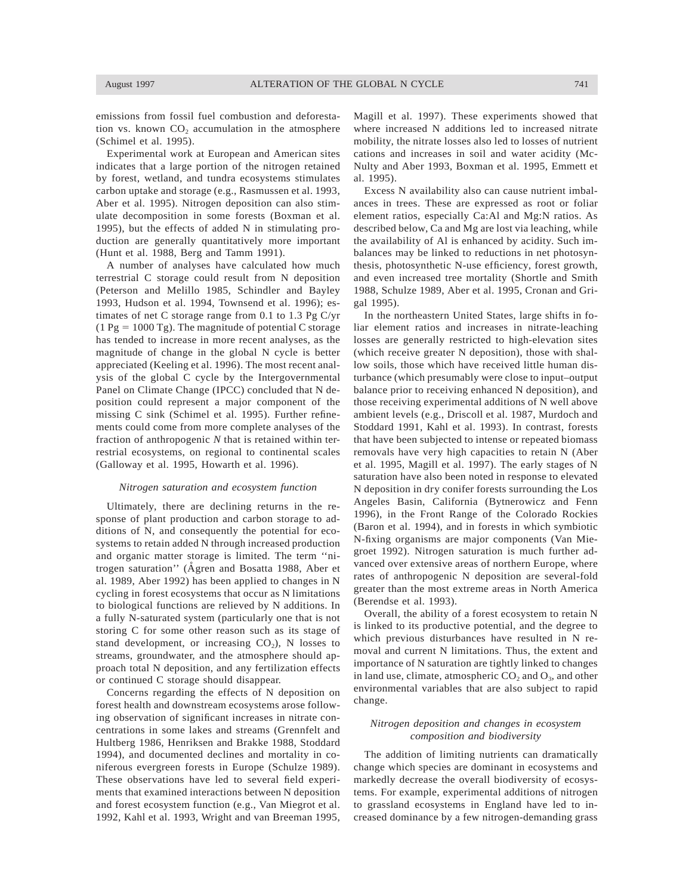emissions from fossil fuel combustion and deforestation vs. known $CO_2$ accumulation in the atmosphere (Schimel et al. 1995).

Experimental work at European and American sites indicates that a large portion of the nitrogen retained by forest, wetland, and tundra ecosystems stimulates carbon uptake and storage (e.g., Rasmussen et al. 1993, Aber et al. 1995). Nitrogen deposition can also stimulate decomposition in some forests (Boxman et al. 1995), but the effects of added N in stimulating production are generally quantitatively more important (Hunt et al. 1988, Berg and Tamm 1991).

A number of analyses have calculated how much terrestrial C storage could result from N deposition (Peterson and Melillo 1985, Schindler and Bayley 1993, Hudson et al. 1994, Townsend et al. 1996); estimates of net C storage range from 0.1 to 1.3 Pg C/yr (1 Pg = 1000 Tg). The magnitude of potential C storage has tended to increase in more recent analyses, as the magnitude of change in the global N cycle is better appreciated (Keeling et al. 1996). The most recent analysis of the global C cycle by the Intergovernmental Panel on Climate Change (IPCC) concluded that N deposition could represent a major component of the missing C sink (Schimel et al. 1995). Further refinements could come from more complete analyses of the fraction of anthropogenic *N* that is retained within terrestrial ecosystems, on regional to continental scales (Galloway et al. 1995, Howarth et al. 1996).

### *Nitrogen saturation and ecosystem function*

Ultimately, there are declining returns in the response of plant production and carbon storage to additions of N, and consequently the potential for ecosystems to retain added N through increased production and organic matter storage is limited. The term ''nitrogen saturation'' (Ågren and Bosatta 1988, Aber et al. 1989, Aber 1992) has been applied to changes in N cycling in forest ecosystems that occur as N limitations to biological functions are relieved by N additions. In a fully N-saturated system (particularly one that is not storing C for some other reason such as its stage of stand development, or increasing $CO_2$), N losses to streams, groundwater, and the atmosphere should approach total N deposition, and any fertilization effects or continued C storage should disappear.

Concerns regarding the effects of N deposition on forest health and downstream ecosystems arose following observation of significant increases in nitrate concentrations in some lakes and streams (Grennfelt and Hultberg 1986, Henriksen and Brakke 1988, Stoddard 1994), and documented declines and mortality in coniferous evergreen forests in Europe (Schulze 1989). These observations have led to several field experiments that examined interactions between N deposition and forest ecosystem function (e.g., Van Miegrot et al. 1992, Kahl et al. 1993, Wright and van Breeman 1995, Magill et al. 1997). These experiments showed that where increased N additions led to increased nitrate mobility, the nitrate losses also led to losses of nutrient cations and increases in soil and water acidity (McNulty and Aber 1993, Boxman et al. 1995, Emmett et al. 1995).

Excess N availability also can cause nutrient imbalances in trees. These are expressed as root or foliar element ratios, especially Ca:Al and Mg:N ratios. As described below, Ca and Mg are lost via leaching, while the availability of Al is enhanced by acidity. Such imbalances may be linked to reductions in net photosynthesis, photosynthetic N-use efficiency, forest growth, and even increased tree mortality (Shortle and Smith 1988, Schulze 1989, Aber et al. 1995, Cronan and Grigal 1995).

In the northeastern United States, large shifts in foliar element ratios and increases in nitrate-leaching losses are generally restricted to high-elevation sites (which receive greater N deposition), those with shallow soils, those which have received little human disturbance (which presumably were close to input–output balance prior to receiving enhanced N deposition), and those receiving experimental additions of N well above ambient levels (e.g., Driscoll et al. 1987, Murdoch and Stoddard 1991, Kahl et al. 1993). In contrast, forests that have been subjected to intense or repeated biomass removals have very high capacities to retain N (Aber et al. 1995, Magill et al. 1997). The early stages of N saturation have also been noted in response to elevated N deposition in dry conifer forests surrounding the Los Angeles Basin, California (Bytnerowicz and Fenn 1996), in the Front Range of the Colorado Rockies (Baron et al. 1994), and in forests in which symbiotic N-fixing organisms are major components (Van Miegroet 1992). Nitrogen saturation is much further advanced over extensive areas of northern Europe, where rates of anthropogenic N deposition are several-fold greater than the most extreme areas in North America (Berendse et al. 1993).

Overall, the ability of a forest ecosystem to retain N is linked to its productive potential, and the degree to which previous disturbances have resulted in N removal and current N limitations. Thus, the extent and importance of N saturation are tightly linked to changes in land use, climate, atmospheric $CO_2$ and $O_3$, and other environmental variables that are also subject to rapid change.

### *Nitrogen deposition and changes in ecosystem composition and biodiversity*

The addition of limiting nutrients can dramatically change which species are dominant in ecosystems and markedly decrease the overall biodiversity of ecosystems. For example, experimental additions of nitrogen to grassland ecosystems in England have led to increased dominance by a few nitrogen-demanding grass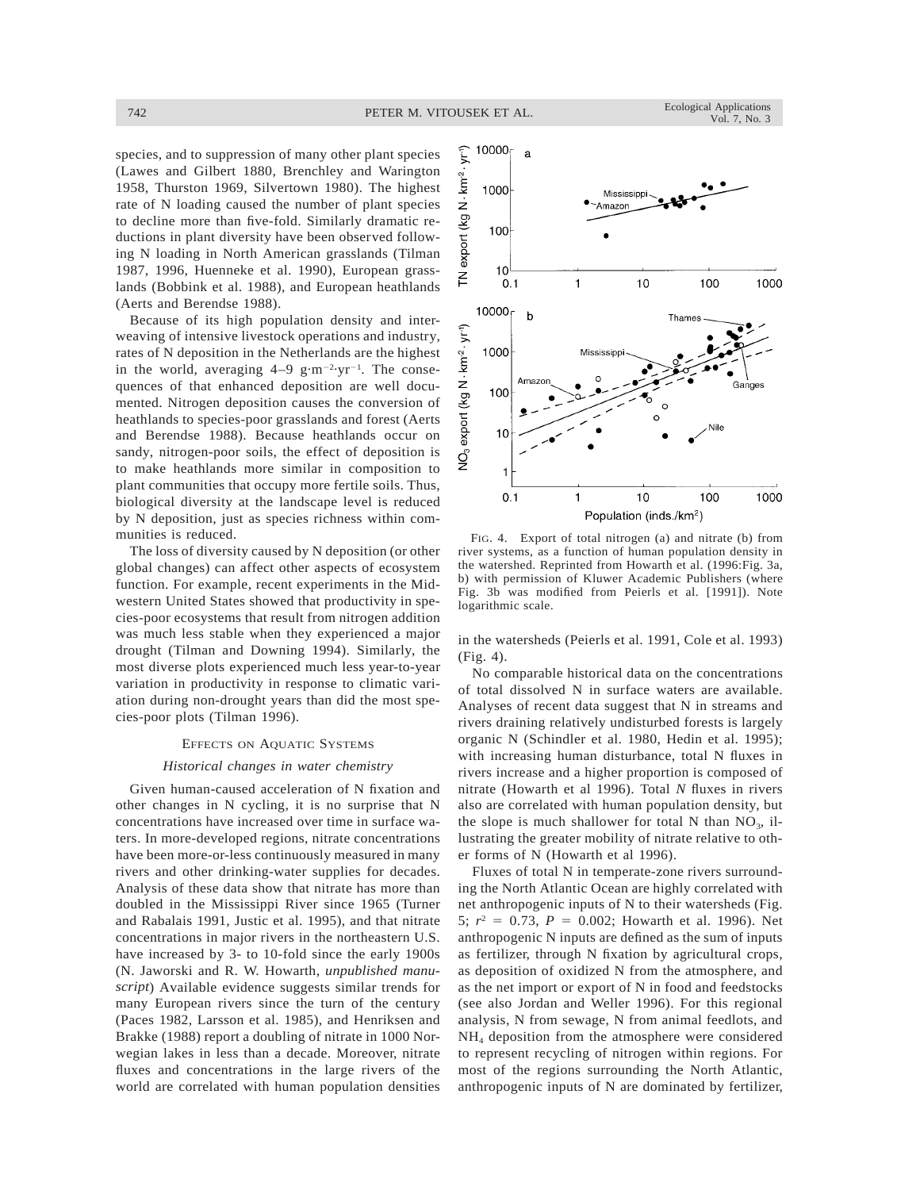species, and to suppression of many other plant species (Lawes and Gilbert 1880, Brenchley and Warington 1958, Thurston 1969, Silvertown 1980). The highest rate of N loading caused the number of plant species to decline more than five-fold. Similarly dramatic reductions in plant diversity have been observed following N loading in North American grasslands (Tilman 1987, 1996, Huenneke et al. 1990), European grasslands (Bobbink et al. 1988), and European heathlands (Aerts and Berendse 1988).

Because of its high population density and interweaving of intensive livestock operations and industry, rates of N deposition in the Netherlands are the highest in the world, averaging 4–9 $g \cdot m^{-2} \cdot yr^{-1}$. The consequences of that enhanced deposition are well documented. Nitrogen deposition causes the conversion of heathlands to species-poor grasslands and forest (Aerts and Berendse 1988). Because heathlands occur on sandy, nitrogen-poor soils, the effect of deposition is to make heathlands more similar in composition to plant communities that occupy more fertile soils. Thus, biological diversity at the landscape level is reduced by N deposition, just as species richness within communities is reduced.

The loss of diversity caused by N deposition (or other global changes) can affect other aspects of ecosystem function. For example, recent experiments in the Midwestern United States showed that productivity in species-poor ecosystems that result from nitrogen addition was much less stable when they experienced a major drought (Tilman and Downing 1994). Similarly, the most diverse plots experienced much less year-to-year variation in productivity in response to climatic variation during non-drought years than did the most species-poor plots (Tilman 1996).

## Effects on Aquatic Systems

### *Historical changes in water chemistry*

Given human-caused acceleration of N fixation and other changes in N cycling, it is no surprise that N concentrations have increased over time in surface waters. In more-developed regions, nitrate concentrations have been more-or-less continuously measured in many rivers and other drinking-water supplies for decades. Analysis of these data show that nitrate has more than doubled in the Mississippi River since 1965 (Turner and Rabalais 1991, Justic et al. 1995), and that nitrate concentrations in major rivers in the northeastern U.S. have increased by 3- to 10-fold since the early 1900s (N. Jaworski and R. W. Howarth, *unpublished manuscript*) Available evidence suggests similar trends for many European rivers since the turn of the century (Paces 1982, Larsson et al. 1985), and Henriksen and Brakke (1988) report a doubling of nitrate in 1000 Norwegian lakes in less than a decade. Moreover, nitrate fluxes and concentrations in the large rivers of the world are correlated with human population densities in the watersheds (Peierls et al. 1991, Cole et al. 1993) (Fig. 4).

FIG. 4. Export of total nitrogen (a) and nitrate (b) from river systems, as a function of human population density in the watershed. Reprinted from Howarth et al. (1996:Fig. 3a, b) with permission of Kluwer Academic Publishers (where Fig. 3b was modified from Peierls et al. [1991]). Note logarithmic scale.

No comparable historical data on the concentrations of total dissolved N in surface waters are available. Analyses of recent data suggest that N in streams and rivers draining relatively undisturbed forests is largely organic N (Schindler et al. 1980, Hedin et al. 1995); with increasing human disturbance, total N fluxes in rivers increase and a higher proportion is composed of nitrate (Howarth et al 1996). Total *N* fluxes in rivers also are correlated with human population density, but the slope is much shallower for total N than $NO_3$, illustrating the greater mobility of nitrate relative to other forms of N (Howarth et al 1996).

Fluxes of total N in temperate-zone rivers surrounding the North Atlantic Ocean are highly correlated with net anthropogenic inputs of N to their watersheds (Fig. 5; $r^2 = 0.73$, $P = 0.002$; Howarth et al. 1996). Net anthropogenic N inputs are defined as the sum of inputs as fertilizer, through N fixation by agricultural crops, as deposition of oxidized N from the atmosphere, and as the net import or export of N in food and feedstocks (see also Jordan and Weller 1996). For this regional analysis, N from sewage, N from animal feedlots, and $NH_4$ deposition from the atmosphere were considered to represent recycling of nitrogen within regions. For most of the regions surrounding the North Atlantic, anthropogenic inputs of N are dominated by fertilizer,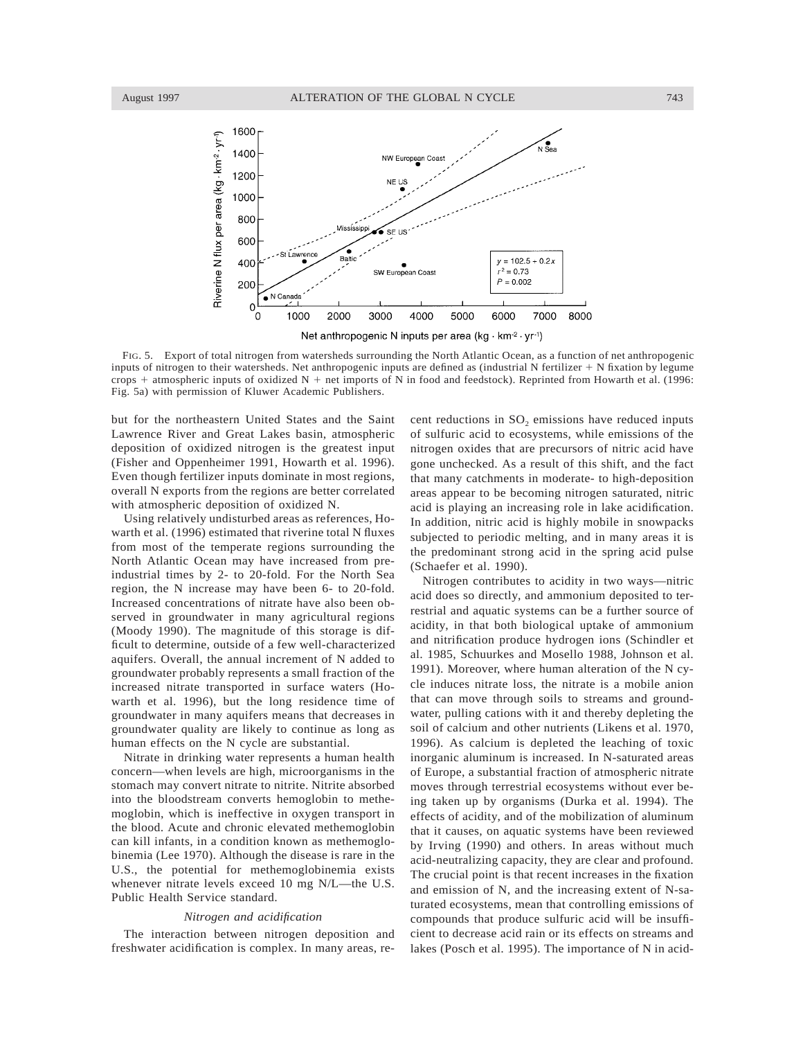FIG. 5. Export of total nitrogen from watersheds surrounding the North Atlantic Ocean, as a function of net anthropogenic inputs of nitrogen to their watersheds. Net anthropogenic inputs are defined as (industrial N fertilizer + N fixation by legume crops + atmospheric inputs of oxidized N + net imports of N in food and feedstock). Reprinted from Howarth et al. (1996: Fig. 5a) with permission of Kluwer Academic Publishers.

but for the northeastern United States and the Saint Lawrence River and Great Lakes basin, atmospheric deposition of oxidized nitrogen is the greatest input (Fisher and Oppenheimer 1991, Howarth et al. 1996). Even though fertilizer inputs dominate in most regions, overall N exports from the regions are better correlated with atmospheric deposition of oxidized N.

Using relatively undisturbed areas as references, Howarth et al. (1996) estimated that riverine total N fluxes from most of the temperate regions surrounding the North Atlantic Ocean may have increased from pre-industrial times by 2- to 20-fold. For the North Sea region, the N increase may have been 6- to 20-fold. Increased concentrations of nitrate have also been observed in groundwater in many agricultural regions (Moody 1990). The magnitude of this storage is difficult to determine, outside of a few well-characterized aquifers. Overall, the annual increment of N added to groundwater probably represents a small fraction of the increased nitrate transported in surface waters (Howarth et al. 1996), but the long residence time of groundwater in many aquifers means that decreases in groundwater quality are likely to continue as long as human effects on the N cycle are substantial.

Nitrate in drinking water represents a human health concern—when levels are high, microorganisms in the stomach may convert nitrate to nitrite. Nitrite absorbed into the bloodstream converts hemoglobin to methemoglobin, which is ineffective in oxygen transport in the blood. Acute and chronic elevated methemoglobin can kill infants, in a condition known as methemoglobinemia (Lee 1970). Although the disease is rare in the U.S., the potential for methemoglobinemia exists whenever nitrate levels exceed 10 mg N/L—the U.S. Public Health Service standard.

### *Nitrogen and acidification*

The interaction between nitrogen deposition and freshwater acidification is complex. In many areas, recent reductions in $SO_2$ emissions have reduced inputs of sulfuric acid to ecosystems, while emissions of the nitrogen oxides that are precursors of nitric acid have gone unchecked. As a result of this shift, and the fact that many catchments in moderate- to high-deposition areas appear to be becoming nitrogen saturated, nitric acid is playing an increasing role in lake acidification. In addition, nitric acid is highly mobile in snowpacks subjected to periodic melting, and in many areas it is the predominant strong acid in the spring acid pulse (Schaefer et al. 1990).

Nitrogen contributes to acidity in two ways—nitric acid does so directly, and ammonium deposited to terrestrial and aquatic systems can be a further source of acidity, in that both biological uptake of ammonium and nitrification produce hydrogen ions (Schindler et al. 1985, Schuurkes and Mosello 1988, Johnson et al. 1991). Moreover, where human alteration of the N cycle induces nitrate loss, the nitrate is a mobile anion that can move through soils to streams and groundwater, pulling cations with it and thereby depleting the soil of calcium and other nutrients (Likens et al. 1970, 1996). As calcium is depleted the leaching of toxic inorganic aluminum is increased. In N-saturated areas of Europe, a substantial fraction of atmospheric nitrate moves through terrestrial ecosystems without ever being taken up by organisms (Durka et al. 1994). The effects of acidity, and of the mobilization of aluminum that it causes, on aquatic systems have been reviewed by Irving (1990) and others. In areas without much acid-neutralizing capacity, they are clear and profound. The crucial point is that recent increases in the fixation and emission of N, and the increasing extent of N-saturated ecosystems, mean that controlling emissions of compounds that produce sulfuric acid will be insufficient to decrease acid rain or its effects on streams and lakes (Posch et al. 1995). The importance of N in acid-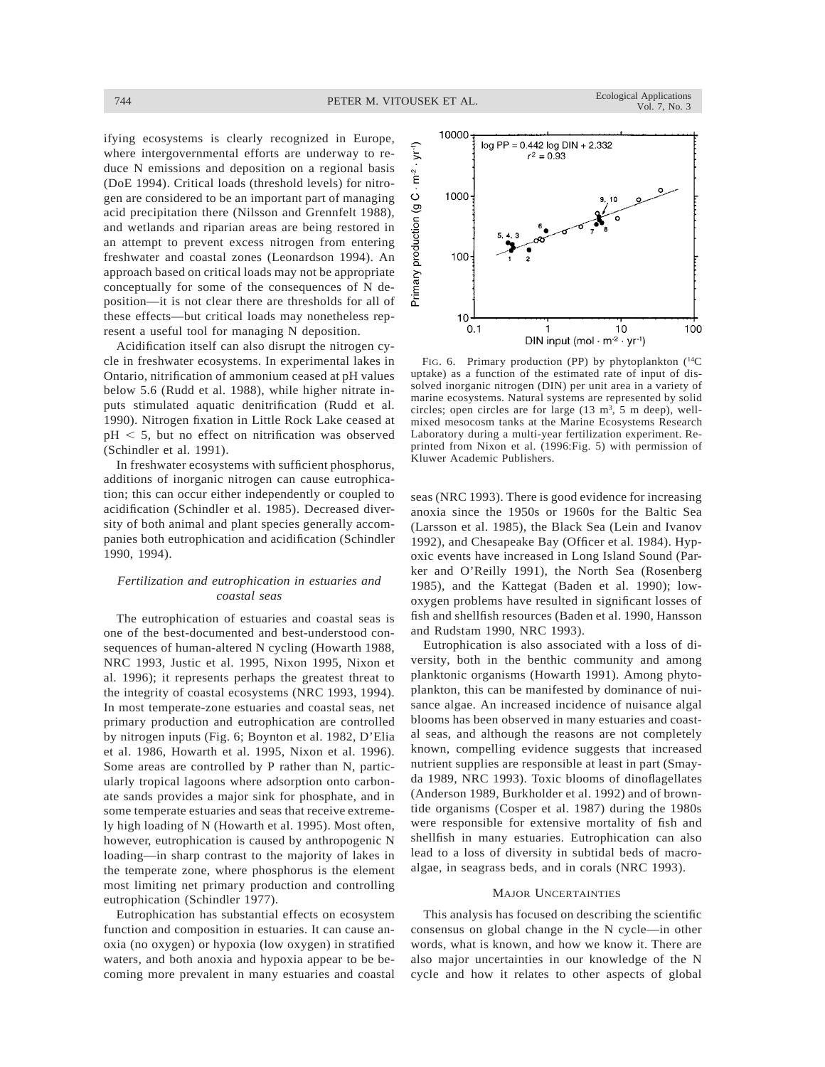ifying ecosystems is clearly recognized in Europe, where intergovernmental efforts are underway to reduce N emissions and deposition on a regional basis (DoE 1994). Critical loads (threshold levels) for nitrogen are considered to be an important part of managing acid precipitation there (Nilsson and Grennfelt 1988), and wetlands and riparian areas are being restored in an attempt to prevent excess nitrogen from entering freshwater and coastal zones (Leonardson 1994). An approach based on critical loads may not be appropriate conceptually for some of the consequences of N deposition—it is not clear there are thresholds for all of these effects—but critical loads may nonetheless represent a useful tool for managing N deposition.

Acidification itself can also disrupt the nitrogen cycle in freshwater ecosystems. In experimental lakes in Ontario, nitrification of ammonium ceased at pH values below 5.6 (Rudd et al. 1988), while higher nitrate inputs stimulated aquatic denitrification (Rudd et al. 1990). Nitrogen fixation in Little Rock Lake ceased at pH $< 5$, but no effect on nitrification was observed (Schindler et al. 1991).

In freshwater ecosystems with sufficient phosphorus, additions of inorganic nitrogen can cause eutrophication; this can occur either independently or coupled to acidification (Schindler et al. 1985). Decreased diversity of both animal and plant species generally accompanies both eutrophication and acidification (Schindler 1990, 1994).

### *Fertilization and eutrophication in estuaries and coastal seas*

The eutrophication of estuaries and coastal seas is one of the best-documented and best-understood consequences of human-altered N cycling (Howarth 1988, NRC 1993, Justic et al. 1995, Nixon 1995, Nixon et al. 1996); it represents perhaps the greatest threat to the integrity of coastal ecosystems (NRC 1993, 1994). In most temperate-zone estuaries and coastal seas, net primary production and eutrophication are controlled by nitrogen inputs (Fig. 6; Boynton et al. 1982, D'Elia et al. 1986, Howarth et al. 1995, Nixon et al. 1996). Some areas are controlled by P rather than N, particularly tropical lagoons where adsorption onto carbonate sands provides a major sink for phosphate, and in some temperate estuaries and seas that receive extremely high loading of N (Howarth et al. 1995). Most often, however, eutrophication is caused by anthropogenic N loading—in sharp contrast to the majority of lakes in the temperate zone, where phosphorus is the element most limiting net primary production and controlling eutrophication (Schindler 1977).

Eutrophication has substantial effects on ecosystem function and composition in estuaries. It can cause anoxia (no oxygen) or hypoxia (low oxygen) in stratified waters, and both anoxia and hypoxia appear to be becoming more prevalent in many estuaries and coastal seas (NRC 1993). There is good evidence for increasing anoxia since the 1950s or 1960s for the Baltic Sea (Larsson et al. 1985), the Black Sea (Lein and Ivanov 1992), and Chesapeake Bay (Officer et al. 1984). Hypoxic events have increased in Long Island Sound (Parker and O'Reilly 1991), the North Sea (Rosenberg 1985), and the Kattegat (Baden et al. 1990); low-oxygen problems have resulted in significant losses of fish and shellfish resources (Baden et al. 1990, Hansson and Rudstam 1990, NRC 1993).

Eutrophication is also associated with a loss of diversity, both in the benthic community and among planktonic organisms (Howarth 1991). Among phytoplankton, this can be manifested by dominance of nuisance algae. An increased incidence of nuisance algal blooms has been observed in many estuaries and coastal seas, and although the reasons are not completely known, compelling evidence suggests that increased nutrient supplies are responsible at least in part (Smayda 1989, NRC 1993). Toxic blooms of dinoflagellates (Anderson 1989, Burkholder et al. 1992) and of brown-tide organisms (Cosper et al. 1987) during the 1980s were responsible for extensive mortality of fish and shellfish in many estuaries. Eutrophication can also lead to a loss of diversity in subtidal beds of macroalgae, in seagrass beds, and in corals (NRC 1993).

$$\log PP = 0.442 \log DIN + 2.332, \quad r^2 = 0.93$$

FIG. 6. Primary production (PP) by phytoplankton ($^{14}C$ uptake) as a function of the estimated rate of input of dissolved inorganic nitrogen (DIN) per unit area in a variety of marine ecosystems. Natural systems are represented by solid circles; open circles are for large (13 $m^3$, 5 m deep), well-mixed mesocosm tanks at the Marine Ecosystems Research Laboratory during a multi-year fertilization experiment. Reprinted from Nixon et al. (1996:Fig. 5) with permission of Kluwer Academic Publishers.

## MAJOR UNCERTAINTIES

This analysis has focused on describing the scientific consensus on global change in the N cycle—in other words, what is known, and how we know it. There are also major uncertainties in our knowledge of the N cycle and how it relates to other aspects of global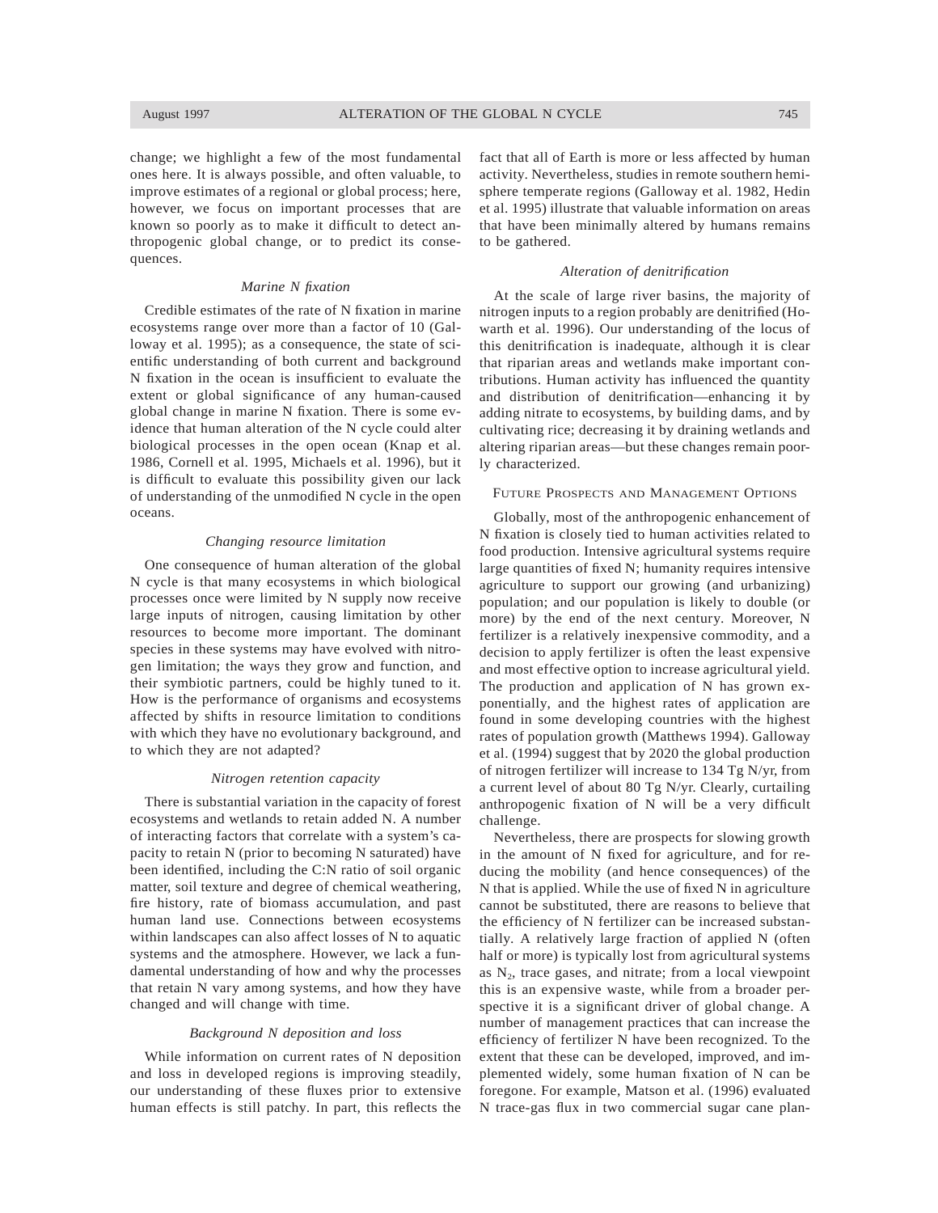change; we highlight a few of the most fundamental ones here. It is always possible, and often valuable, to improve estimates of a regional or global process; here, however, we focus on important processes that are known so poorly as to make it difficult to detect anthropogenic global change, or to predict its consequences.

### *Marine N fixation*

Credible estimates of the rate of N fixation in marine ecosystems range over more than a factor of 10 (Galloway et al. 1995); as a consequence, the state of scientific understanding of both current and background N fixation in the ocean is insufficient to evaluate the extent or global significance of any human-caused global change in marine N fixation. There is some evidence that human alteration of the N cycle could alter biological processes in the open ocean (Knap et al. 1986, Cornell et al. 1995, Michaels et al. 1996), but it is difficult to evaluate this possibility given our lack of understanding of the unmodified N cycle in the open oceans.

### *Changing resource limitation*

One consequence of human alteration of the global N cycle is that many ecosystems in which biological processes once were limited by N supply now receive large inputs of nitrogen, causing limitation by other resources to become more important. The dominant species in these systems may have evolved with nitrogen limitation; the ways they grow and function, and their symbiotic partners, could be highly tuned to it. How is the performance of organisms and ecosystems affected by shifts in resource limitation to conditions with which they have no evolutionary background, and to which they are not adapted?

### *Nitrogen retention capacity*

There is substantial variation in the capacity of forest ecosystems and wetlands to retain added N. A number of interacting factors that correlate with a system's capacity to retain N (prior to becoming N saturated) have been identified, including the C:N ratio of soil organic matter, soil texture and degree of chemical weathering, fire history, rate of biomass accumulation, and past human land use. Connections between ecosystems within landscapes can also affect losses of N to aquatic systems and the atmosphere. However, we lack a fundamental understanding of how and why the processes that retain N vary among systems, and how they have changed and will change with time.

### *Background N deposition and loss*

While information on current rates of N deposition and loss in developed regions is improving steadily, our understanding of these fluxes prior to extensive human effects is still patchy. In part, this reflects the fact that all of Earth is more or less affected by human activity. Nevertheless, studies in remote southern hemisphere temperate regions (Galloway et al. 1982, Hedin et al. 1995) illustrate that valuable information on areas that have been minimally altered by humans remains to be gathered.

### *Alteration of denitrification*

At the scale of large river basins, the majority of nitrogen inputs to a region probably are denitrified (Howarth et al. 1996). Our understanding of the locus of this denitrification is inadequate, although it is clear that riparian areas and wetlands make important contributions. Human activity has influenced the quantity and distribution of denitrification—enhancing it by adding nitrate to ecosystems, by building dams, and by cultivating rice; decreasing it by draining wetlands and altering riparian areas—but these changes remain poorly characterized.

## Future Prospects and Management Options

Globally, most of the anthropogenic enhancement of N fixation is closely tied to human activities related to food production. Intensive agricultural systems require large quantities of fixed N; humanity requires intensive agriculture to support our growing (and urbanizing) population; and our population is likely to double (or more) by the end of the next century. Moreover, N fertilizer is a relatively inexpensive commodity, and a decision to apply fertilizer is often the least expensive and most effective option to increase agricultural yield. The production and application of N has grown exponentially, and the highest rates of application are found in some developing countries with the highest rates of population growth (Matthews 1994). Galloway et al. (1994) suggest that by 2020 the global production of nitrogen fertilizer will increase to 134 Tg N/yr, from a current level of about 80 Tg N/yr. Clearly, curtailing anthropogenic fixation of N will be a very difficult challenge.

Nevertheless, there are prospects for slowing growth in the amount of N fixed for agriculture, and for reducing the mobility (and hence consequences) of the N that is applied. While the use of fixed N in agriculture cannot be substituted, there are reasons to believe that the efficiency of N fertilizer can be increased substantially. A relatively large fraction of applied N (often half or more) is typically lost from agricultural systems as $N_2$, trace gases, and nitrate; from a local viewpoint this is an expensive waste, while from a broader perspective it is a significant driver of global change. A number of management practices that can increase the efficiency of fertilizer N have been recognized. To the extent that these can be developed, improved, and implemented widely, some human fixation of N can be foregone. For example, Matson et al. (1996) evaluated N trace-gas flux in two commercial sugar cane plan-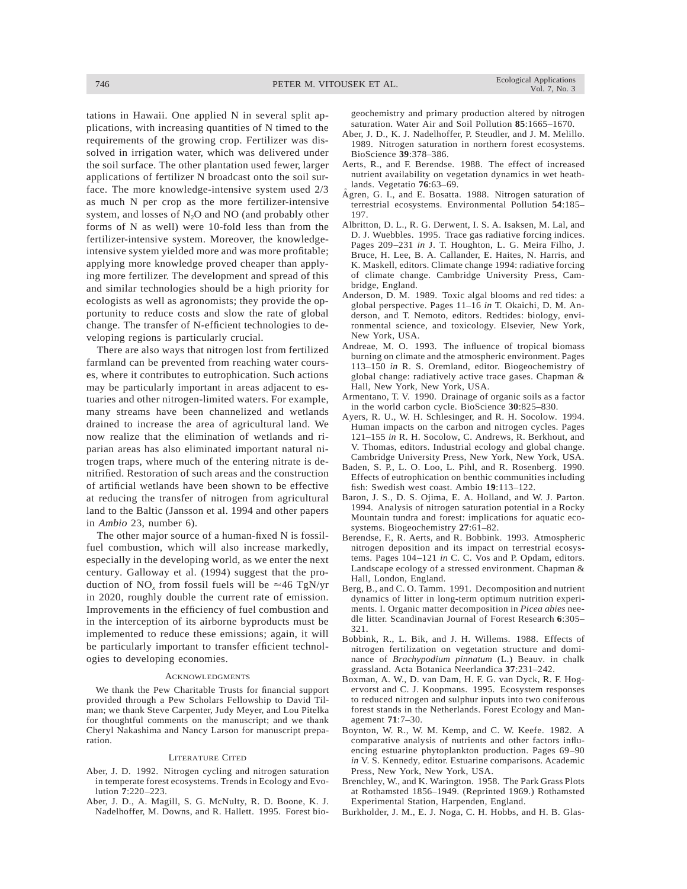tations in Hawaii. One applied N in several split applications, with increasing quantities of N timed to the requirements of the growing crop. Fertilizer was dissolved in irrigation water, which was delivered under the soil surface. The other plantation used fewer, larger applications of fertilizer N broadcast onto the soil surface. The more knowledge-intensive system used 2/3 as much N per crop as the more fertilizer-intensive system, and losses of $N_2O$ and NO (and probably other forms of N as well) were 10-fold less than from the fertilizer-intensive system. Moreover, the knowledge-intensive system yielded more and was more profitable; applying more knowledge proved cheaper than applying more fertilizer. The development and spread of this and similar technologies should be a high priority for ecologists as well as agronomists; they provide the opportunity to reduce costs and slow the rate of global change. The transfer of N-efficient technologies to developing regions is particularly crucial.

There are also ways that nitrogen lost from fertilized farmland can be prevented from reaching water courses, where it contributes to eutrophication. Such actions may be particularly important in areas adjacent to estuaries and other nitrogen-limited waters. For example, many streams have been channelized and wetlands drained to increase the area of agricultural land. We now realize that the elimination of wetlands and riparian areas has also eliminated important natural nitrogen traps, where much of the entering nitrate is denitrified. Restoration of such areas and the construction of artificial wetlands have been shown to be effective at reducing the transfer of nitrogen from agricultural land to the Baltic (Jansson et al. 1994 and other papers in *Ambio* 23, number 6).

The other major source of a human-fixed N is fossil-fuel combustion, which will also increase markedly, especially in the developing world, as we enter the next century. Galloway et al. (1994) suggest that the production of $NO_x$ from fossil fuels will be $\approx$46 TgN/yr in 2020, roughly double the current rate of emission. Improvements in the efficiency of fuel combustion and in the interception of its airborne byproducts must be implemented to reduce these emissions; again, it will be particularly important to transfer efficient technologies to developing economies.

## Acknowledgments

We thank the Pew Charitable Trusts for financial support provided through a Pew Scholars Fellowship to David Tilman; we thank Steve Carpenter, Judy Meyer, and Lou Pitelka for thoughtful comments on the manuscript; and we thank Cheryl Nakashima and Nancy Larson for manuscript preparation.

## Literature Cited

Aber, J. D. 1992. Nitrogen cycling and nitrogen saturation in temperate forest ecosystems. Trends in Ecology and Evolution **7**:220–223.

Aber, J. D., A. Magill, S. G. McNulty, R. D. Boone, K. J. Nadelhoffer, M. Downs, and R. Hallett. 1995. Forest biogeochemistry and primary production altered by nitrogen saturation. Water Air and Soil Pollution **85**:1665–1670.

Aber, J. D., K. J. Nadelhoffer, P. Steudler, and J. M. Melillo. 1989. Nitrogen saturation in northern forest ecosystems. BioScience **39**:378–386.

Aerts, R., and F. Berendse. 1988. The effect of increased nutrient availability on vegetation dynamics in wet heathlands. Vegetatio **76**:63–69.

Ågren, G. I., and E. Bosatta. 1988. Nitrogen saturation of terrestrial ecosystems. Environmental Pollution **54**:185–197.

Albritton, D. L., R. G. Derwent, I. S. A. Isaksen, M. Lal, and D. J. Wuebbles. 1995. Trace gas radiative forcing indices. Pages 209–231 *in* J. T. Houghton, L. G. Meira Filho, J. Bruce, H. Lee, B. A. Callander, E. Haites, N. Harris, and K. Maskell, editors. Climate change 1994: radiative forcing of climate change. Cambridge University Press, Cambridge, England.

Anderson, D. M. 1989. Toxic algal blooms and red tides: a global perspective. Pages 11–16 *in* T. Okaichi, D. M. Anderson, and T. Nemoto, editors. Redtides: biology, environmental science, and toxicology. Elsevier, New York, New York, USA.

Andreae, M. O. 1993. The influence of tropical biomass burning on climate and the atmospheric environment. Pages 113–150 *in* R. S. Oremland, editor. Biogeochemistry of global change: radiatively active trace gases. Chapman & Hall, New York, New York, USA.

Armentano, T. V. 1990. Drainage of organic soils as a factor in the world carbon cycle. BioScience **30**:825–830.

Ayers, R. U., W. H. Schlesinger, and R. H. Socolow. 1994. Human impacts on the carbon and nitrogen cycles. Pages 121–155 *in* R. H. Socolow, C. Andrews, R. Berkhout, and V. Thomas, editors. Industrial ecology and global change. Cambridge University Press, New York, New York, USA.

Baden, S. P., L. O. Loo, L. Pihl, and R. Rosenberg. 1990. Effects of eutrophication on benthic communities including fish: Swedish west coast. Ambio **19**:113–122.

Baron, J. S., D. S. Ojima, E. A. Holland, and W. J. Parton. 1994. Analysis of nitrogen saturation potential in a Rocky Mountain tundra and forest: implications for aquatic ecosystems. Biogeochemistry **27**:61–82.

Berendse, F., R. Aerts, and R. Bobbink. 1993. Atmospheric nitrogen deposition and its impact on terrestrial ecosystems. Pages 104–121 *in* C. C. Vos and P. Opdam, editors. Landscape ecology of a stressed environment. Chapman & Hall, London, England.

Berg, B., and C. O. Tamm. 1991. Decomposition and nutrient dynamics of litter in long-term optimum nutrition experiments. I. Organic matter decomposition in *Picea abies* needle litter. Scandinavian Journal of Forest Research **6**:305–321.

Bobbink, R., L. Bik, and J. H. Willems. 1988. Effects of nitrogen fertilization on vegetation structure and dominance of *Brachypodium pinnatum* (L.) Beauv. in chalk grassland. Acta Botanica Neerlandica **37**:231–242.

Boxman, A. W., D. van Dam, H. F. G. van Dyck, R. F. Hogervorst and C. J. Koopmans. 1995. Ecosystem responses to reduced nitrogen and sulphur inputs into two coniferous forest stands in the Netherlands. Forest Ecology and Management **71**:7–30.

Boynton, W. R., W. M. Kemp, and C. W. Keefe. 1982. A comparative analysis of nutrients and other factors influencing estuarine phytoplankton production. Pages 69–90 *in* V. S. Kennedy, editor. Estuarine comparisons. Academic Press, New York, New York, USA.

Brenchley, W., and K. Warington. 1958. The Park Grass Plots at Rothamsted 1856–1949. (Reprinted 1969.) Rothamsted Experimental Station, Harpenden, England.

Burkholder, J. M., E. J. Noga, C. H. Hobbs, and H. B. Glas-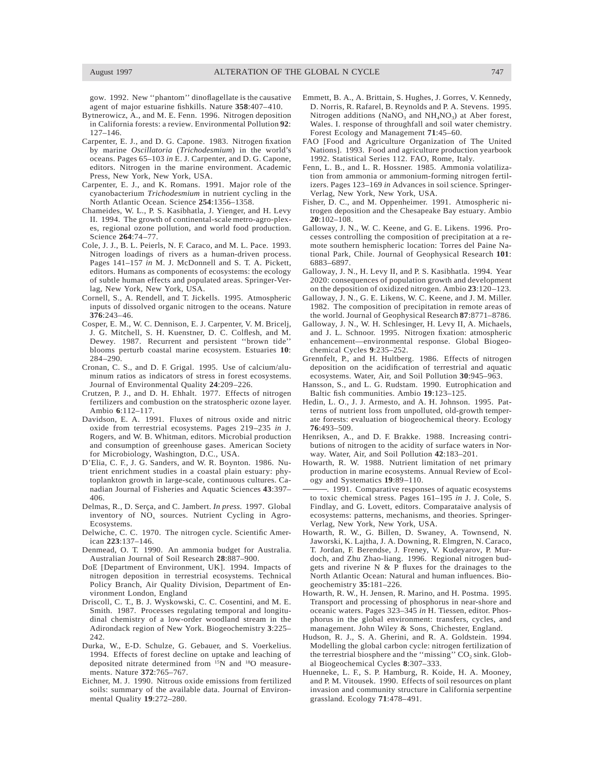gow. 1992. New ''phantom'' dinoflagellate is the causative agent of major estuarine fishkills. Nature **358**:407–410.

Bytnerowicz, A., and M. E. Fenn. 1996. Nitrogen deposition in California forests: a review. Environmental Pollution **92**: 127–146.

Carpenter, E. J., and D. G. Capone. 1983. Nitrogen fixation by marine *Oscillatoria* (*Trichodesmium*) in the world's oceans. Pages 65–103 *in* E. J. Carpenter, and D. G. Capone, editors. Nitrogen in the marine environment. Academic Press, New York, New York, USA.

Carpenter, E. J., and K. Romans. 1991. Major role of the cyanobacterium *Trichodesmium* in nutrient cycling in the North Atlantic Ocean. Science **254**:1356–1358.

Chameides, W. L., P. S. Kasibhatla, J. Yienger, and H. Levy II. 1994. The growth of continental-scale metro-agro-plexes, regional ozone pollution, and world food production. Science **264**:74–77.

Cole, J. J., B. L. Peierls, N. F. Caraco, and M. L. Pace. 1993. Nitrogen loadings of rivers as a human-driven process. Pages 141–157 *in* M. J. McDonnell and S. T. A. Pickett, editors. Humans as components of ecosystems: the ecology of subtle human effects and populated areas. Springer-Verlag, New York, New York, USA.

Cornell, S., A. Rendell, and T. Jickells. 1995. Atmospheric inputs of dissolved organic nitrogen to the oceans. Nature **376**:243–46.

Cosper, E. M., W. C. Dennison, E. J. Carpenter, V. M. Bricelj, J. G. Mitchell, S. H. Kuenstner, D. C. Colflesh, and M. Dewey. 1987. Recurrent and persistent ''brown tide'' blooms perturb coastal marine ecosystem. Estuaries **10**: 284–290.

Cronan, C. S., and D. F. Grigal. 1995. Use of calcium/aluminum ratios as indicators of stress in forest ecosystems. Journal of Environmental Quality **24**:209–226.

Crutzen, P. J., and D. H. Ehhalt. 1977. Effects of nitrogen fertilizers and combustion on the stratospheric ozone layer. Ambio **6**:112–117.

Davidson, E. A. 1991. Fluxes of nitrous oxide and nitric oxide from terrestrial ecosystems. Pages 219–235 *in* J. Rogers, and W. B. Whitman, editors. Microbial production and consumption of greenhouse gases. American Society for Microbiology, Washington, D.C., USA.

D'Elia, C. F., J. G. Sanders, and W. R. Boynton. 1986. Nutrient enrichment studies in a coastal plain estuary: phytoplankton growth in large-scale, continuous cultures. Canadian Journal of Fisheries and Aquatic Sciences **43**:397–406.

Delmas, R., D. Serça, and C. Jambert. *In press.* 1997. Global inventory of $NO_x$ sources. Nutrient Cycling in Agro-Ecosystems.

Delwiche, C. C. 1970. The nitrogen cycle. Scientific American **223**:137–146.

Denmead, O. T. 1990. An ammonia budget for Australia. Australian Journal of Soil Research **28**:887–900.

DoE [Department of Environment, UK]. 1994. Impacts of nitrogen deposition in terrestrial ecosystems. Technical Policy Branch, Air Quality Division, Department of Environment London, England

Driscoll, C. T., B. J. Wyskowski, C. C. Cosentini, and M. E. Smith. 1987. Processes regulating temporal and longitudinal chemistry of a low-order woodland stream in the Adirondack region of New York. Biogeochemistry **3**:225–242.

Durka, W., E-D. Schulze, G. Gebauer, and S. Voerkelius. 1994. Effects of forest decline on uptake and leaching of deposited nitrate determined from $^{15}N$ and $^{18}O$ measurements. Nature **372**:765–767.

Eichner, M. J. 1990. Nitrous oxide emissions from fertilized soils: summary of the available data. Journal of Environmental Quality **19**:272–280.

Emmett, B. A., A. Brittain, S. Hughes, J. Gorres, V. Kennedy, D. Norris, R. Rafarel, B. Reynolds and P. A. Stevens. 1995. Nitrogen additions ($NaNO_3$ and $NH_4NO_3$) at Aber forest, Wales. I. response of throughfall and soil water chemistry. Forest Ecology and Management **71**:45–60.

FAO [Food and Agriculture Organization of The United Nations]. 1993. Food and agriculture production yearbook 1992. Statistical Series 112. FAO, Rome, Italy.

Fenn, L. B., and L. R. Hossner. 1985. Ammonia volatilization from ammonia or ammonium-forming nitrogen fertilizers. Pages 123–169 *in* Advances in soil science. Springer-Verlag, New York, New York, USA.

Fisher, D. C., and M. Oppenheimer. 1991. Atmospheric nitrogen deposition and the Chesapeake Bay estuary. Ambio **20**:102–108.

Galloway, J. N., W. C. Keene, and G. E. Likens. 1996. Processes controlling the composition of precipitation at a remote southern hemispheric location: Torres del Paine National Park, Chile. Journal of Geophysical Research **101**: 6883–6897.

Galloway, J. N., H. Levy II, and P. S. Kasibhatla. 1994. Year 2020: consequences of population growth and development on the deposition of oxidized nitrogen. Ambio **23**:120–123.

Galloway, J. N., G. E. Likens, W. C. Keene, and J. M. Miller. 1982. The composition of precipitation in remote areas of the world. Journal of Geophysical Research **87**:8771–8786.

Galloway, J. N., W. H. Schlesinger, H. Levy II, A. Michaels, and J. L. Schnoor. 1995. Nitrogen fixation: atmospheric enhancement—environmental response. Global Biogeochemical Cycles **9**:235–252.

Grennfelt, P., and H. Hultberg. 1986. Effects of nitrogen deposition on the acidification of terrestrial and aquatic ecosystems. Water, Air, and Soil Pollution **30**:945–963.

Hansson, S., and L. G. Rudstam. 1990. Eutrophication and Baltic fish communities. Ambio **19**:123–125.

Hedin, L. O., J. J. Armesto, and A. H. Johnson. 1995. Patterns of nutrient loss from unpolluted, old-growth temperate forests: evaluation of biogeochemical theory. Ecology **76**:493–509.

Henriksen, A., and D. F. Brakke. 1988. Increasing contributions of nitrogen to the acidity of surface waters in Norway. Water, Air, and Soil Pollution **42**:183–201.

Howarth, R. W. 1988. Nutrient limitation of net primary production in marine ecosystems. Annual Review of Ecology and Systematics **19**:89–110.

———. 1991. Comparative responses of aquatic ecosystems to toxic chemical stress. Pages 161–195 *in* J. J. Cole, S. Findlay, and G. Lovett, editors. Comparataive analysis of ecosystems: patterns, mechanisms, and theories. Springer-Verlag, New York, New York, USA.

Howarth, R. W., G. Billen, D. Swaney, A. Townsend, N. Jaworski, K. Lajtha, J. A. Downing, R. Elmgren, N. Caraco, T. Jordan, F. Berendse, J. Freney, V. Kudeyarov, P. Murdoch, and Zhu Zhao-liang. 1996. Regional nitrogen budgets and riverine N & P fluxes for the drainages to the North Atlantic Ocean: Natural and human influences. Biogeochemistry **35**:181–226.

Howarth, R. W., H. Jensen, R. Marino, and H. Postma. 1995. Transport and processing of phosphorus in near-shore and oceanic waters. Pages 323–345 *in* H. Tiessen, editor. Phosphorus in the global environment: transfers, cycles, and management. John Wiley & Sons, Chichester, England.

Hudson, R. J., S. A. Gherini, and R. A. Goldstein. 1994. Modelling the global carbon cycle: nitrogen fertilization of the terrestrial biosphere and the ''missing'' $CO_2$ sink. Global Biogeochemical Cycles **8**:307–333.

Huenneke, L. F., S. P. Hamburg, R. Koide, H. A. Mooney, and P. M. Vitousek. 1990. Effects of soil resources on plant invasion and community structure in California serpentine grassland. Ecology **71**:478–491.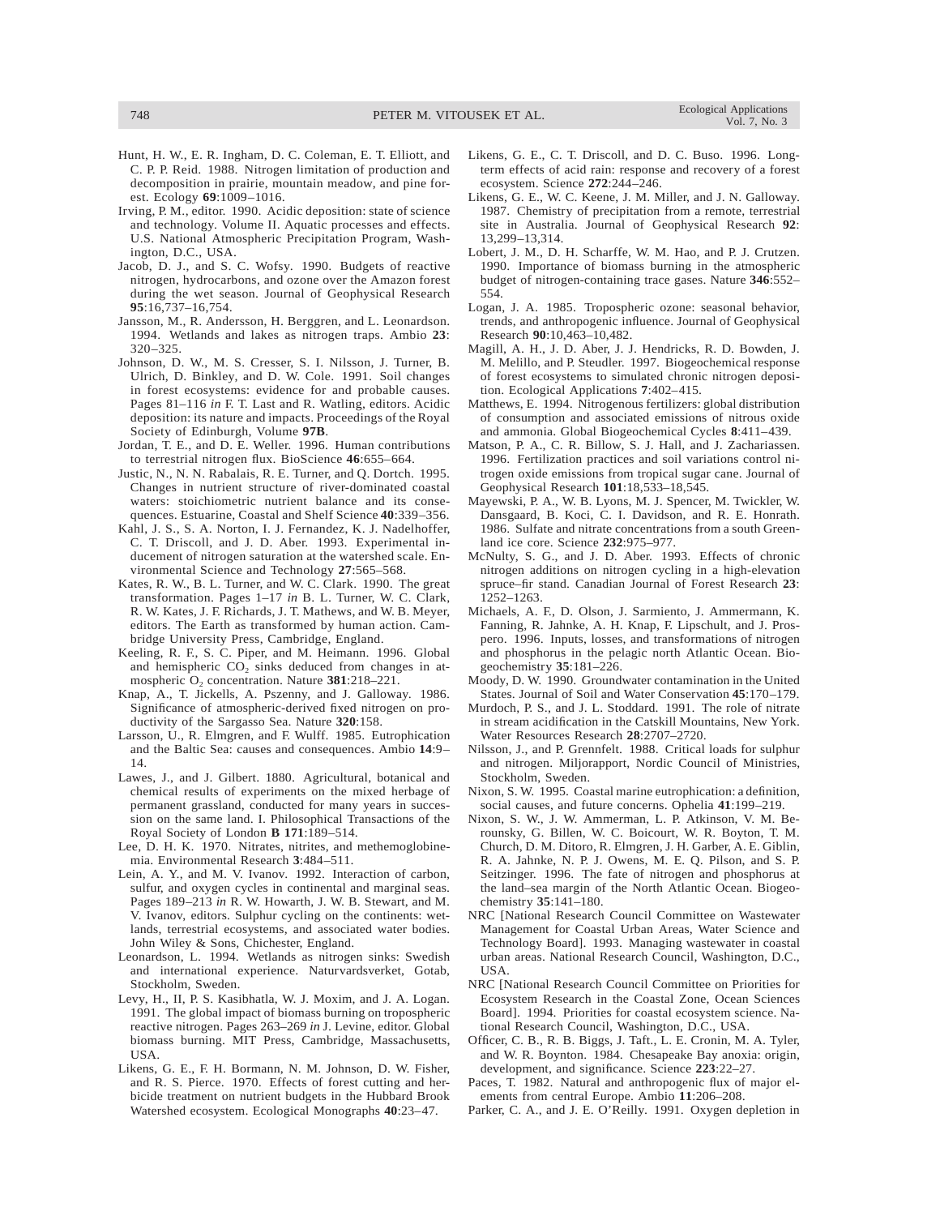Hunt, H. W., E. R. Ingham, D. C. Coleman, E. T. Elliott, and C. P. P. Reid. 1988. Nitrogen limitation of production and decomposition in prairie, mountain meadow, and pine forest. Ecology **69**:1009–1016.

Irving, P. M., editor. 1990. Acidic deposition: state of science and technology. Volume II. Aquatic processes and effects. U.S. National Atmospheric Precipitation Program, Washington, D.C., USA.

Jacob, D. J., and S. C. Wofsy. 1990. Budgets of reactive nitrogen, hydrocarbons, and ozone over the Amazon forest during the wet season. Journal of Geophysical Research **95**:16,737–16,754.

Jansson, M., R. Andersson, H. Berggren, and L. Leonardson. 1994. Wetlands and lakes as nitrogen traps. Ambio **23**: 320–325.

Johnson, D. W., M. S. Cresser, S. I. Nilsson, J. Turner, B. Ulrich, D. Binkley, and D. W. Cole. 1991. Soil changes in forest ecosystems: evidence for and probable causes. Pages 81–116 *in* F. T. Last and R. Watling, editors. Acidic deposition: its nature and impacts. Proceedings of the Royal Society of Edinburgh, Volume **97B**.

Jordan, T. E., and D. E. Weller. 1996. Human contributions to terrestrial nitrogen flux. BioScience **46**:655–664.

Justic, N., N. N. Rabalais, R. E. Turner, and Q. Dortch. 1995. Changes in nutrient structure of river-dominated coastal waters: stoichiometric nutrient balance and its consequences. Estuarine, Coastal and Shelf Science **40**:339–356.

Kahl, J. S., S. A. Norton, I. J. Fernandez, K. J. Nadelhoffer, C. T. Driscoll, and J. D. Aber. 1993. Experimental inducement of nitrogen saturation at the watershed scale. Environmental Science and Technology **27**:565–568.

Kates, R. W., B. L. Turner, and W. C. Clark. 1990. The great transformation. Pages 1–17 *in* B. L. Turner, W. C. Clark, R. W. Kates, J. F. Richards, J. T. Mathews, and W. B. Meyer, editors. The Earth as transformed by human action. Cambridge University Press, Cambridge, England.

Keeling, R. F., S. C. Piper, and M. Heimann. 1996. Global and hemispheric $CO_2$ sinks deduced from changes in atmospheric $O_2$ concentration. Nature **381**:218–221.

Knap, A., T. Jickells, A. Pszenny, and J. Galloway. 1986. Significance of atmospheric-derived fixed nitrogen on productivity of the Sargasso Sea. Nature **320**:158.

Larsson, U., R. Elmgren, and F. Wulff. 1985. Eutrophication and the Baltic Sea: causes and consequences. Ambio **14**:9–14.

Lawes, J., and J. Gilbert. 1880. Agricultural, botanical and chemical results of experiments on the mixed herbage of permanent grassland, conducted for many years in succession on the same land. I. Philosophical Transactions of the Royal Society of London **B 171**:189–514.

Lee, D. H. K. 1970. Nitrates, nitrites, and methemoglobinemia. Environmental Research **3**:484–511.

Lein, A. Y., and M. V. Ivanov. 1992. Interaction of carbon, sulfur, and oxygen cycles in continental and marginal seas. Pages 189–213 *in* R. W. Howarth, J. W. B. Stewart, and M. V. Ivanov, editors. Sulphur cycling on the continents: wetlands, terrestrial ecosystems, and associated water bodies. John Wiley & Sons, Chichester, England.

Leonardson, L. 1994. Wetlands as nitrogen sinks: Swedish and international experience. Naturvardsverket, Gotab, Stockholm, Sweden.

Levy, H., II, P. S. Kasibhatla, W. J. Moxim, and J. A. Logan. 1991. The global impact of biomass burning on tropospheric reactive nitrogen. Pages 263–269 *in* J. Levine, editor. Global biomass burning. MIT Press, Cambridge, Massachusetts, USA.

Likens, G. E., F. H. Bormann, N. M. Johnson, D. W. Fisher, and R. S. Pierce. 1970. Effects of forest cutting and herbicide treatment on nutrient budgets in the Hubbard Brook Watershed ecosystem. Ecological Monographs **40**:23–47.

Likens, G. E., C. T. Driscoll, and D. C. Buso. 1996. Long-term effects of acid rain: response and recovery of a forest ecosystem. Science **272**:244–246.

Likens, G. E., W. C. Keene, J. M. Miller, and J. N. Galloway. 1987. Chemistry of precipitation from a remote, terrestrial site in Australia. Journal of Geophysical Research **92**: 13,299–13,314.

Lobert, J. M., D. H. Scharffe, W. M. Hao, and P. J. Crutzen. 1990. Importance of biomass burning in the atmospheric budget of nitrogen-containing trace gases. Nature **346**:552–554.

Logan, J. A. 1985. Tropospheric ozone: seasonal behavior, trends, and anthropogenic influence. Journal of Geophysical Research **90**:10,463–10,482.

Magill, A. H., J. D. Aber, J. J. Hendricks, R. D. Bowden, J. M. Melillo, and P. Steudler. 1997. Biogeochemical response of forest ecosystems to simulated chronic nitrogen deposition. Ecological Applications **7**:402–415.

Matthews, E. 1994. Nitrogenous fertilizers: global distribution of consumption and associated emissions of nitrous oxide and ammonia. Global Biogeochemical Cycles **8**:411–439.

Matson, P. A., C. R. Billow, S. J. Hall, and J. Zachariassen. 1996. Fertilization practices and soil variations control nitrogen oxide emissions from tropical sugar cane. Journal of Geophysical Research **101**:18,533–18,545.

Mayewski, P. A., W. B. Lyons, M. J. Spencer, M. Twickler, W. Dansgaard, B. Koci, C. I. Davidson, and R. E. Honrath. 1986. Sulfate and nitrate concentrations from a south Greenland ice core. Science **232**:975–977.

McNulty, S. G., and J. D. Aber. 1993. Effects of chronic nitrogen additions on nitrogen cycling in a high-elevation spruce–fir stand. Canadian Journal of Forest Research **23**: 1252–1263.

Michaels, A. F., D. Olson, J. Sarmiento, J. Ammermann, K. Fanning, R. Jahnke, A. H. Knap, F. Lipschult, and J. Prospero. 1996. Inputs, losses, and transformations of nitrogen and phosphorus in the pelagic north Atlantic Ocean. Biogeochemistry **35**:181–226.

Moody, D. W. 1990. Groundwater contamination in the United States. Journal of Soil and Water Conservation **45**:170–179.

Murdoch, P. S., and J. L. Stoddard. 1991. The role of nitrate in stream acidification in the Catskill Mountains, New York. Water Resources Research **28**:2707–2720.

Nilsson, J., and P. Grennfelt. 1988. Critical loads for sulphur and nitrogen. Miljorapport, Nordic Council of Ministries, Stockholm, Sweden.

Nixon, S. W. 1995. Coastal marine eutrophication: a definition, social causes, and future concerns. Ophelia **41**:199–219.

Nixon, S. W., J. W. Ammerman, L. P. Atkinson, V. M. Berounsky, G. Billen, W. C. Boicourt, W. R. Boyton, T. M. Church, D. M. Ditoro, R. Elmgren, J. H. Garber, A. E. Giblin, R. A. Jahnke, N. P. J. Owens, M. E. Q. Pilson, and S. P. Seitzinger. 1996. The fate of nitrogen and phosphorus at the land–sea margin of the North Atlantic Ocean. Biogeochemistry **35**:141–180.

NRC [National Research Council Committee on Wastewater Management for Coastal Urban Areas, Water Science and Technology Board]. 1993. Managing wastewater in coastal urban areas. National Research Council, Washington, D.C., USA.

NRC [National Research Council Committee on Priorities for Ecosystem Research in the Coastal Zone, Ocean Sciences Board]. 1994. Priorities for coastal ecosystem science. National Research Council, Washington, D.C., USA.

Officer, C. B., R. B. Biggs, J. Taft., L. E. Cronin, M. A. Tyler, and W. R. Boynton. 1984. Chesapeake Bay anoxia: origin, development, and significance. Science **223**:22–27.

Paces, T. 1982. Natural and anthropogenic flux of major elements from central Europe. Ambio **11**:206–208.

Parker, C. A., and J. E. O'Reilly. 1991. Oxygen depletion in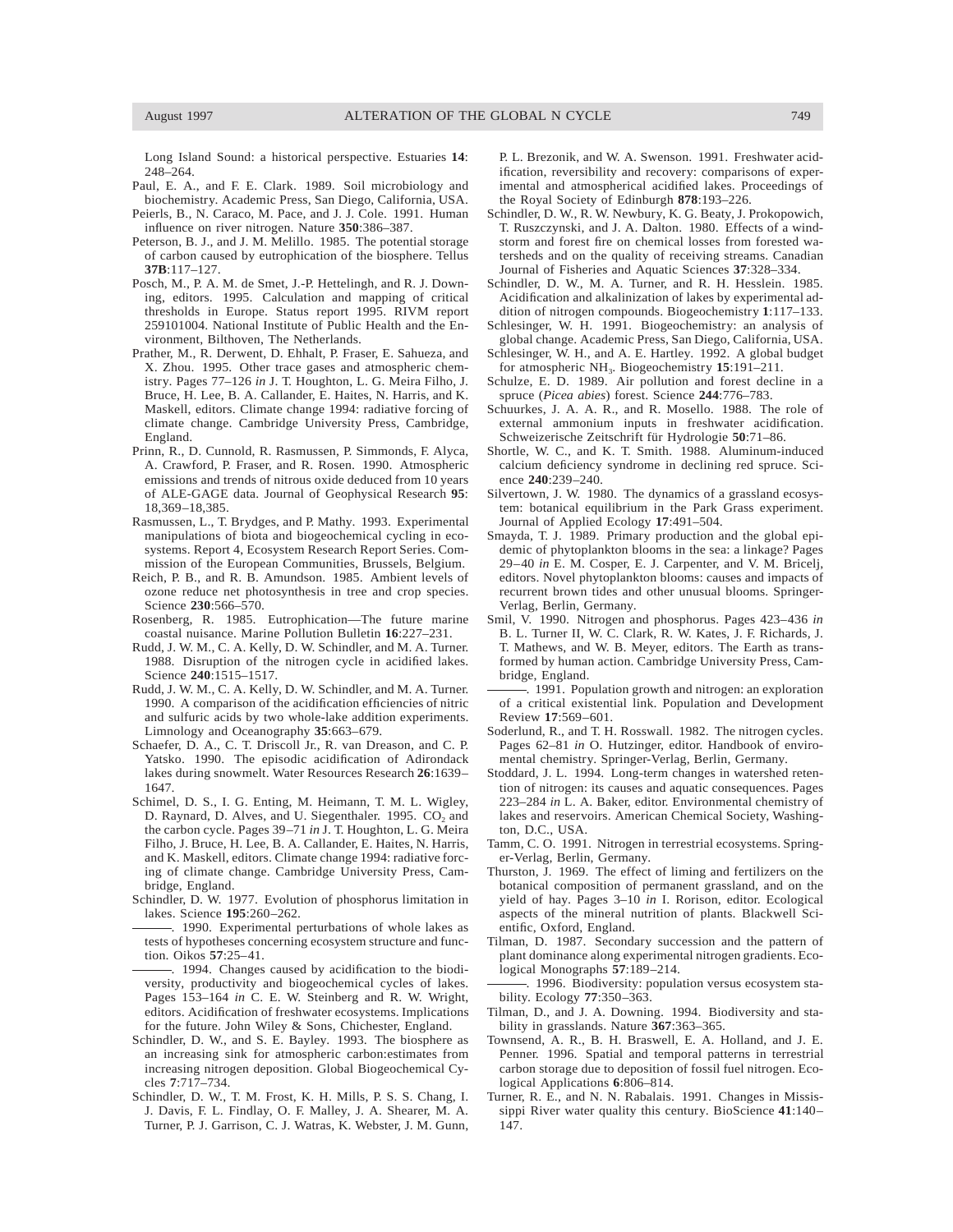Long Island Sound: a historical perspective. Estuaries **14**: 248–264.

Paul, E. A., and F. E. Clark. 1989. Soil microbiology and biochemistry. Academic Press, San Diego, California, USA.

Peierls, B., N. Caraco, M. Pace, and J. J. Cole. 1991. Human influence on river nitrogen. Nature **350**:386–387.

Peterson, B. J., and J. M. Melillo. 1985. The potential storage of carbon caused by eutrophication of the biosphere. Tellus **37B**:117–127.

Posch, M., P. A. M. de Smet, J.-P. Hettelingh, and R. J. Downing, editors. 1995. Calculation and mapping of critical thresholds in Europe. Status report 1995. RIVM report 259101004. National Institute of Public Health and the Environment, Bilthoven, The Netherlands.

Prather, M., R. Derwent, D. Ehhalt, P. Fraser, E. Sahueza, and X. Zhou. 1995. Other trace gases and atmospheric chemistry. Pages 77–126 *in* J. T. Houghton, L. G. Meira Filho, J. Bruce, H. Lee, B. A. Callander, E. Haites, N. Harris, and K. Maskell, editors. Climate change 1994: radiative forcing of climate change. Cambridge University Press, Cambridge, England.

Prinn, R., D. Cunnold, R. Rasmussen, P. Simmonds, F. Alyca, A. Crawford, P. Fraser, and R. Rosen. 1990. Atmospheric emissions and trends of nitrous oxide deduced from 10 years of ALE-GAGE data. Journal of Geophysical Research **95**: 18,369–18,385.

Rasmussen, L., T. Brydges, and P. Mathy. 1993. Experimental manipulations of biota and biogeochemical cycling in ecosystems. Report 4, Ecosystem Research Report Series. Commission of the European Communities, Brussels, Belgium.

Reich, P. B., and R. B. Amundson. 1985. Ambient levels of ozone reduce net photosynthesis in tree and crop species. Science **230**:566–570.

Rosenberg, R. 1985. Eutrophication—The future marine coastal nuisance. Marine Pollution Bulletin **16**:227–231.

Rudd, J. W. M., C. A. Kelly, D. W. Schindler, and M. A. Turner. 1988. Disruption of the nitrogen cycle in acidified lakes. Science **240**:1515–1517.

Rudd, J. W. M., C. A. Kelly, D. W. Schindler, and M. A. Turner. 1990. A comparison of the acidification efficiencies of nitric and sulfuric acids by two whole-lake addition experiments. Limnology and Oceanography **35**:663–679.

Schaefer, D. A., C. T. Driscoll Jr., R. van Dreason, and C. P. Yatsko. 1990. The episodic acidification of Adirondack lakes during snowmelt. Water Resources Research **26**:1639–1647.

Schimel, D. S., I. G. Enting, M. Heimann, T. M. L. Wigley, D. Raynard, D. Alves, and U. Siegenthaler. 1995. $CO_2$ and the carbon cycle. Pages 39–71 *in* J. T. Houghton, L. G. Meira Filho, J. Bruce, H. Lee, B. A. Callander, E. Haites, N. Harris, and K. Maskell, editors. Climate change 1994: radiative forcing of climate change. Cambridge University Press, Cambridge, England.

Schindler, D. W. 1977. Evolution of phosphorus limitation in lakes. Science **195**:260–262.

———. 1990. Experimental perturbations of whole lakes as tests of hypotheses concerning ecosystem structure and function. Oikos **57**:25–41.

———. 1994. Changes caused by acidification to the biodiversity, productivity and biogeochemical cycles of lakes. Pages 153–164 *in* C. E. W. Steinberg and R. W. Wright, editors. Acidification of freshwater ecosystems. Implications for the future. John Wiley & Sons, Chichester, England.

Schindler, D. W., and S. E. Bayley. 1993. The biosphere as an increasing sink for atmospheric carbon:estimates from increasing nitrogen deposition. Global Biogeochemical Cycles **7**:717–734.

Schindler, D. W., T. M. Frost, K. H. Mills, P. S. S. Chang, I. J. Davis, F. L. Findlay, O. F. Malley, J. A. Shearer, M. A. Turner, P. J. Garrison, C. J. Watras, K. Webster, J. M. Gunn, P. L. Brezonik, and W. A. Swenson. 1991. Freshwater acidification, reversibility and recovery: comparisons of experimental and atmospherical acidified lakes. Proceedings of the Royal Society of Edinburgh **878**:193–226.

Schindler, D. W., R. W. Newbury, K. G. Beaty, J. Prokopowich, T. Ruszczynski, and J. A. Dalton. 1980. Effects of a windstorm and forest fire on chemical losses from forested watersheds and on the quality of receiving streams. Canadian Journal of Fisheries and Aquatic Sciences **37**:328–334.

Schindler, D. W., M. A. Turner, and R. H. Hesslein. 1985. Acidification and alkalinization of lakes by experimental addition of nitrogen compounds. Biogeochemistry **1**:117–133.

Schlesinger, W. H. 1991. Biogeochemistry: an analysis of global change. Academic Press, San Diego, California, USA.

Schlesinger, W. H., and A. E. Hartley. 1992. A global budget for atmospheric $NH_3$. Biogeochemistry **15**:191–211.

Schulze, E. D. 1989. Air pollution and forest decline in a spruce (*Picea abies*) forest. Science **244**:776–783.

Schuurkes, J. A. A. R., and R. Mosello. 1988. The role of external ammonium inputs in freshwater acidification. Schweizerische Zeitschrift für Hydrologie **50**:71–86.

Shortle, W. C., and K. T. Smith. 1988. Aluminum-induced calcium deficiency syndrome in declining red spruce. Science **240**:239–240.

Silvertown, J. W. 1980. The dynamics of a grassland ecosystem: botanical equilibrium in the Park Grass experiment. Journal of Applied Ecology **17**:491–504.

Smayda, T. J. 1989. Primary production and the global epidemic of phytoplankton blooms in the sea: a linkage? Pages 29–40 *in* E. M. Cosper, E. J. Carpenter, and V. M. Bricelj, editors. Novel phytoplankton blooms: causes and impacts of recurrent brown tides and other unusual blooms. Springer-Verlag, Berlin, Germany.

Smil, V. 1990. Nitrogen and phosphorus. Pages 423–436 *in* B. L. Turner II, W. C. Clark, R. W. Kates, J. F. Richards, J. T. Mathews, and W. B. Meyer, editors. The Earth as transformed by human action. Cambridge University Press, Cambridge, England.

———. 1991. Population growth and nitrogen: an exploration of a critical existential link. Population and Development Review **17**:569–601.

Soderlund, R., and T. H. Rosswall. 1982. The nitrogen cycles. Pages 62–81 *in* O. Hutzinger, editor. Handbook of enviromental chemistry. Springer-Verlag, Berlin, Germany.

Stoddard, J. L. 1994. Long-term changes in watershed retention of nitrogen: its causes and aquatic consequences. Pages 223–284 *in* L. A. Baker, editor. Environmental chemistry of lakes and reservoirs. American Chemical Society, Washington, D.C., USA.

Tamm, C. O. 1991. Nitrogen in terrestrial ecosystems. Springer-Verlag, Berlin, Germany.

Thurston, J. 1969. The effect of liming and fertilizers on the botanical composition of permanent grassland, and on the yield of hay. Pages 3–10 *in* I. Rorison, editor. Ecological aspects of the mineral nutrition of plants. Blackwell Scientific, Oxford, England.

Tilman, D. 1987. Secondary succession and the pattern of plant dominance along experimental nitrogen gradients. Ecological Monographs **57**:189–214.

———. 1996. Biodiversity: population versus ecosystem stability. Ecology **77**:350–363.

Tilman, D., and J. A. Downing. 1994. Biodiversity and stability in grasslands. Nature **367**:363–365.

Townsend, A. R., B. H. Braswell, E. A. Holland, and J. E. Penner. 1996. Spatial and temporal patterns in terrestrial carbon storage due to deposition of fossil fuel nitrogen. Ecological Applications **6**:806–814.

Turner, R. E., and N. N. Rabalais. 1991. Changes in Mississippi River water quality this century. BioScience **41**:140–147.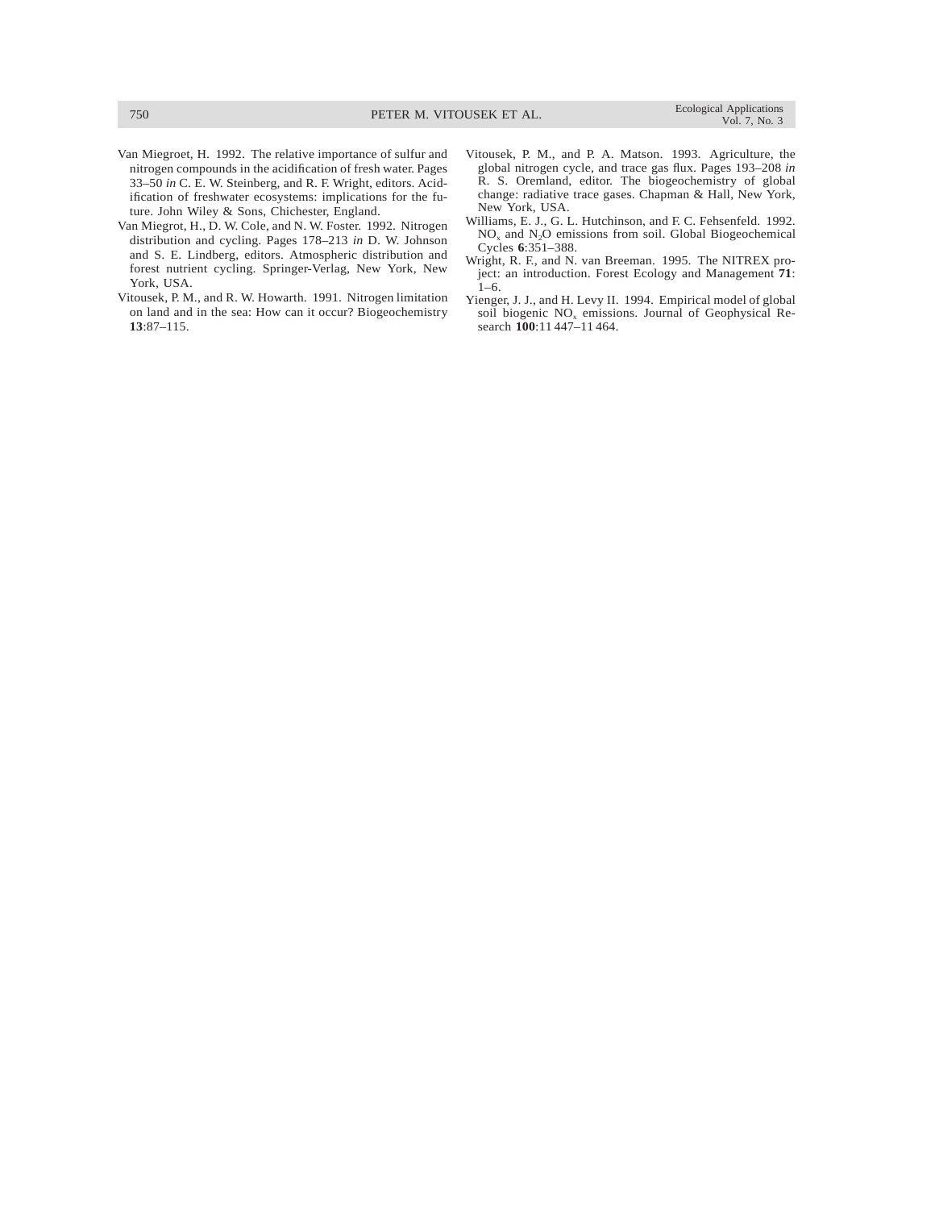Van Miegroet, H. 1992. The relative importance of sulfur and nitrogen compounds in the acidification of fresh water. Pages 33–50 *in* C. E. W. Steinberg, and R. F. Wright, editors. Acidification of freshwater ecosystems: implications for the future. John Wiley & Sons, Chichester, England.

Van Miegrot, H., D. W. Cole, and N. W. Foster. 1992. Nitrogen distribution and cycling. Pages 178–213 *in* D. W. Johnson and S. E. Lindberg, editors. Atmospheric distribution and forest nutrient cycling. Springer-Verlag, New York, New York, USA.

Vitousek, P. M., and R. W. Howarth. 1991. Nitrogen limitation on land and in the sea: How can it occur? Biogeochemistry **13**:87–115.

Vitousek, P. M., and P. A. Matson. 1993. Agriculture, the global nitrogen cycle, and trace gas flux. Pages 193–208 *in* R. S. Oremland, editor. The biogeochemistry of global change: radiative trace gases. Chapman & Hall, New York, New York, USA.

Williams, E. J., G. L. Hutchinson, and F. C. Fehsenfeld. 1992. $NO_x$ and $N_2O$ emissions from soil. Global Biogeochemical Cycles **6**:351–388.

Wright, R. F., and N. van Breeman. 1995. The NITREX project: an introduction. Forest Ecology and Management **71**: 1–6.

Yienger, J. J., and H. Levy II. 1994. Empirical model of global soil biogenic $NO_x$ emissions. Journal of Geophysical Research **100**:11 447–11 464.